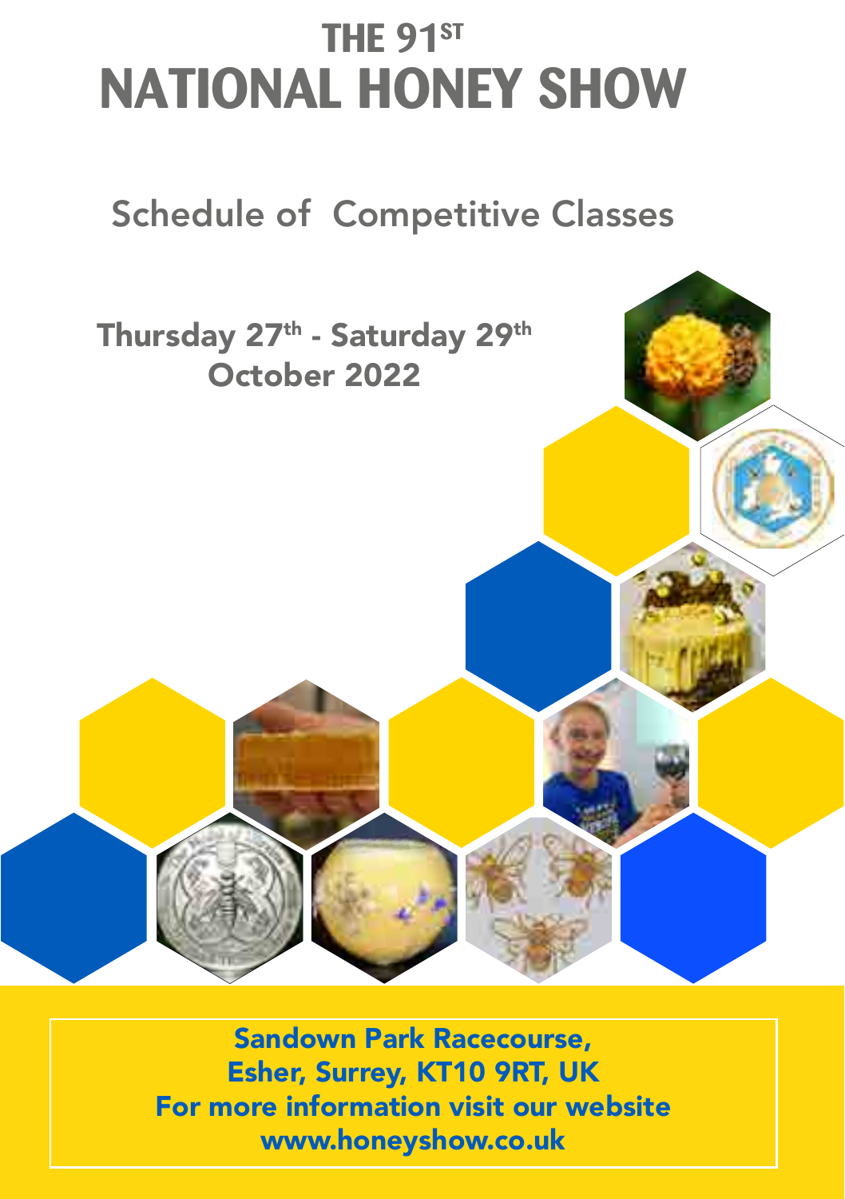# THE 91ST NATIONAL HONEY SHOW

## Schedule of Competitive Classes

**Thursday 27th - Saturday 29th October 2022**

**Sandown Park Racecourse,**
**Esher, Surrey, KT10 9RT, UK**
**For more information visit our website**
**www.honeyshow.co.uk**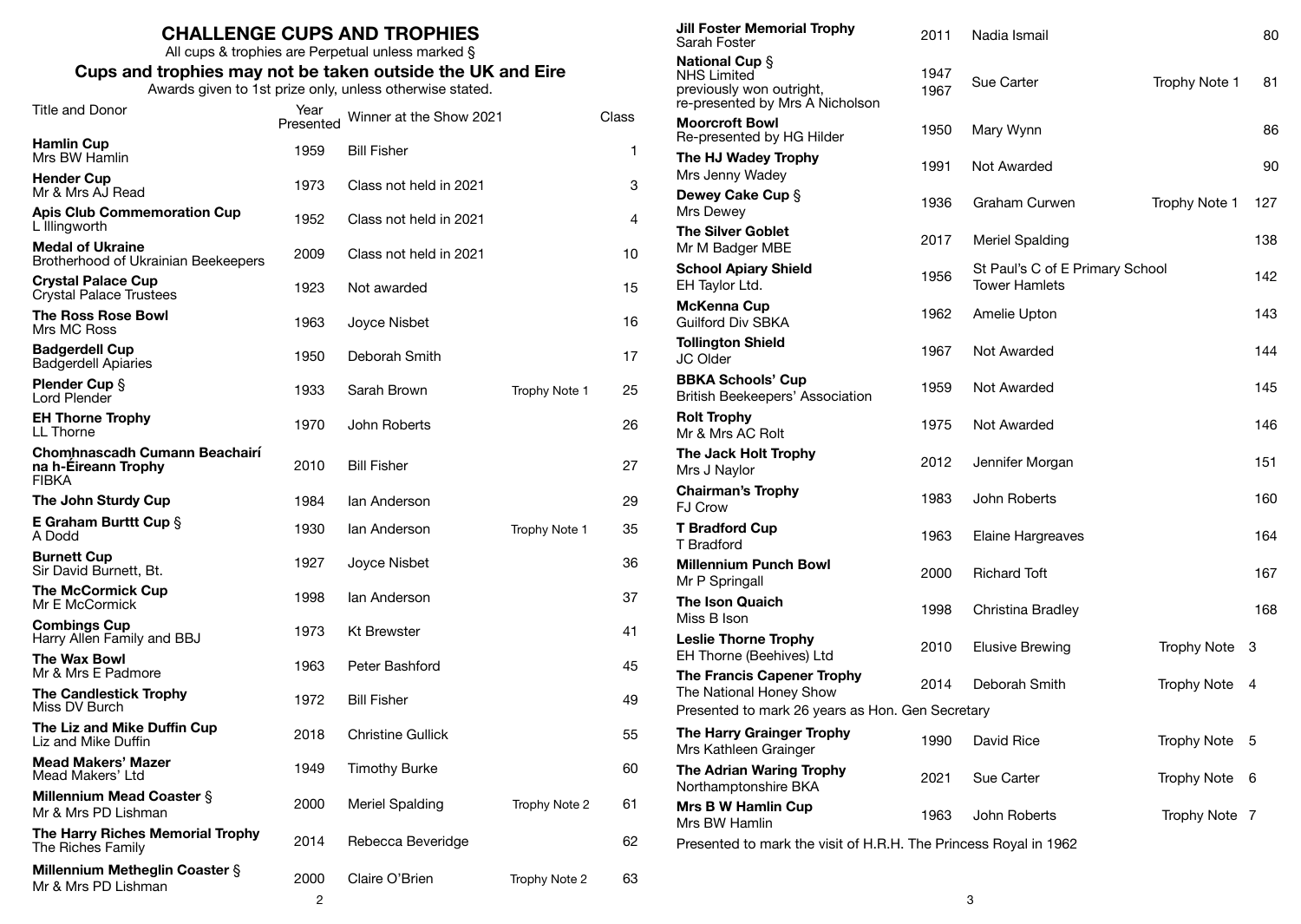# CHALLENGE CUPS AND TROPHIES

All cups & trophies are Perpetual unless marked §

## Cups and trophies may not be taken outside the UK and Eire

Awards given to 1st prize only, unless otherwise stated.

| Title and Donor | Year Presented | Winner at the Show 2021 | | Class |
|---|---|---|---|---|
| **Hamlin Cup** Mrs BW Hamlin | 1959 | Bill Fisher | | 1 |
| **Hender Cup** Mr & Mrs AJ Read | 1973 | Class not held in 2021 | | 3 |
| **Apis Club Commemoration Cup** L Illingworth | 1952 | Class not held in 2021 | | 4 |
| **Medal of Ukraine** Brotherhood of Ukrainian Beekeepers | 2009 | Class not held in 2021 | | 10 |
| **Crystal Palace Cup** Crystal Palace Trustees | 1923 | Not awarded | | 15 |
| **The Ross Rose Bowl** Mrs MC Ross | 1963 | Joyce Nisbet | | 16 |
| **Badgerdell Cup** Badgerdell Apiaries | 1950 | Deborah Smith | | 17 |
| **Plender Cup** § Lord Plender | 1933 | Sarah Brown | Trophy Note 1 | 25 |
| **EH Thorne Trophy** LL Thorne | 1970 | John Roberts | | 26 |
| **Chomhnascadh Cumann Beachairí na h-Éireann Trophy** FIBKA | 2010 | Bill Fisher | | 27 |
| **The John Sturdy Cup** | 1984 | Ian Anderson | | 29 |
| **E Graham Burttt Cup** § A Dodd | 1930 | Ian Anderson | Trophy Note 1 | 35 |
| **Burnett Cup** Sir David Burnett, Bt. | 1927 | Joyce Nisbet | | 36 |
| **The McCormick Cup** Mr E McCormick | 1998 | Ian Anderson | | 37 |
| **Combings Cup** Harry Allen Family and BBJ | 1973 | Kt Brewster | | 41 |
| **The Wax Bowl** Mr & Mrs E Padmore | 1963 | Peter Bashford | | 45 |
| **The Candlestick Trophy** Miss DV Burch | 1972 | Bill Fisher | | 49 |
| **The Liz and Mike Duffin Cup** Liz and Mike Duffin | 2018 | Christine Gullick | | 55 |
| **Mead Makers' Mazer** Mead Makers' Ltd | 1949 | Timothy Burke | | 60 |
| **Millennium Mead Coaster** § Mr & Mrs PD Lishman | 2000 | Meriel Spalding | Trophy Note 2 | 61 |
| **The Harry Riches Memorial Trophy** The Riches Family | 2014 | Rebecca Beveridge | | 62 |
| **Millennium Metheglin Coaster** § Mr & Mrs PD Lishman | 2000 | Claire O'Brien | Trophy Note 2 | 63 |
| **Jill Foster Memorial Trophy** Sarah Foster | 2011 | Nadia Ismail | | 80 |
| **National Cup** § NHS Limited previously won outright, re-presented by Mrs A Nicholson | 1947 1967 | Sue Carter | Trophy Note 1 | 81 |
| **Moorcroft Bowl** Re-presented by HG Hilder | 1950 | Mary Wynn | | 86 |
| **The HJ Wadey Trophy** Mrs Jenny Wadey | 1991 | Not Awarded | | 90 |
| **Dewey Cake Cup** § Mrs Dewey | 1936 | Graham Curwen | Trophy Note 1 | 127 |
| **The Silver Goblet** Mr M Badger MBE | 2017 | Meriel Spalding | | 138 |
| **School Apiary Shield** EH Taylor Ltd. | 1956 | St Paul's C of E Primary School Tower Hamlets | | 142 |
| **McKenna Cup** Guilford Div SBKA | 1962 | Amelie Upton | | 143 |
| **Tollington Shield** JC Older | 1967 | Not Awarded | | 144 |
| **BBKA Schools' Cup** British Beekeepers' Association | 1959 | Not Awarded | | 145 |
| **Rolt Trophy** Mr & Mrs AC Rolt | 1975 | Not Awarded | | 146 |
| **The Jack Holt Trophy** Mrs J Naylor | 2012 | Jennifer Morgan | | 151 |
| **Chairman's Trophy** FJ Crow | 1983 | John Roberts | | 160 |
| **T Bradford Cup** T Bradford | 1963 | Elaine Hargreaves | | 164 |
| **Millennium Punch Bowl** Mr P Springall | 2000 | Richard Toft | | 167 |
| **The Ison Quaich** Miss B Ison | 1998 | Christina Bradley | | 168 |
| **Leslie Thorne Trophy** EH Thorne (Beehives) Ltd | 2010 | Elusive Brewing | Trophy Note 3 | |
| **The Francis Capener Trophy** The National Honey Show — Presented to mark 26 years as Hon. Gen Secretary | 2014 | Deborah Smith | Trophy Note 4 | |
| **The Harry Grainger Trophy** Mrs Kathleen Grainger | 1990 | David Rice | Trophy Note 5 | |
| **The Adrian Waring Trophy** Northamptonshire BKA | 2021 | Sue Carter | Trophy Note 6 | |
| **Mrs B W Hamlin Cup** Mrs BW Hamlin — Presented to mark the visit of H.R.H. The Princess Royal in 1962 | 1963 | John Roberts | Trophy Note 7 | |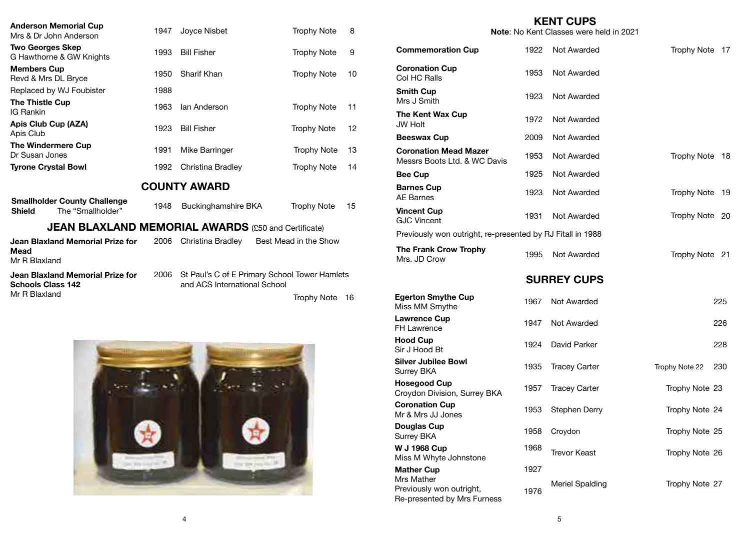| | | | | |
|---|---|---|---|---|
| **Anderson Memorial Cup** Mrs & Dr John Anderson | 1947 | Joyce Nisbet | Trophy Note | 8 |
| **Two Georges Skep** G Hawthorne & GW Knights | 1993 | Bill Fisher | Trophy Note | 9 |
| **Members Cup** Revd & Mrs DL Bryce | 1950 | Sharif Khan | Trophy Note | 10 |
| Replaced by WJ Foubister | 1988 | | | |
| **The Thistle Cup** IG Rankin | 1963 | Ian Anderson | Trophy Note | 11 |
| **Apis Club Cup (AZA)** Apis Club | 1923 | Bill Fisher | Trophy Note | 12 |
| **The Windermere Cup** Dr Susan Jones | 1991 | Mike Barringer | Trophy Note | 13 |
| **Tyrone Crystal Bowl** | 1992 | Christina Bradley | Trophy Note | 14 |

## COUNTY AWARD

| | | | | |
|---|---|---|---|---|
| **Smallholder County Challenge Shield** The "Smallholder" | 1948 | Buckinghamshire BKA | Trophy Note | 15 |

## JEAN BLAXLAND MEMORIAL AWARDS (£50 and Certificate)

| | | | |
|---|---|---|---|
| **Jean Blaxland Memorial Prize for Mead** Mr R Blaxland | 2006 | Christina Bradley | Best Mead in the Show |
| **Jean Blaxland Memorial Prize for Schools Class 142** Mr R Blaxland | 2006 | St Paul's C of E Primary School Tower Hamlets and ACS International School | Trophy Note 16 |

## KENT CUPS

**Note**: No Kent Classes were held in 2021

| | | | |
|---|---|---|---|
| **Commemoration Cup** | 1922 | Not Awarded | Trophy Note 17 |
| **Coronation Cup** Col HC Ralls | 1953 | Not Awarded | |
| **Smith Cup** Mrs J Smith | 1923 | Not Awarded | |
| **The Kent Wax Cup** JW Holt | 1972 | Not Awarded | |
| **Beeswax Cup** | 2009 | Not Awarded | |
| **Coronation Mead Mazer** Messrs Boots Ltd. & WC Davis | 1953 | Not Awarded | Trophy Note 18 |
| **Bee Cup** | 1925 | Not Awarded | |
| **Barnes Cup** AE Barnes | 1923 | Not Awarded | Trophy Note 19 |
| **Vincent Cup** GJC Vincent | 1931 | Not Awarded | Trophy Note 20 |
| Previously won outright, re-presented by RJ Fitall in 1988 | | | |
| **The Frank Crow Trophy** Mrs. JD Crow | 1995 | Not Awarded | Trophy Note 21 |

## SURREY CUPS

| | | | | |
|---|---|---|---|---|
| **Egerton Smythe Cup** Miss MM Smythe | 1967 | Not Awarded | | 225 |
| **Lawrence Cup** FH Lawrence | 1947 | Not Awarded | | 226 |
| **Hood Cup** Sir J Hood Bt | 1924 | David Parker | | 228 |
| **Silver Jubilee Bowl** Surrey BKA | 1935 | Tracey Carter | Trophy Note 22 | 230 |
| **Hosegood Cup** Croydon Division, Surrey BKA | 1957 | Tracey Carter | Trophy Note 23 | |
| **Coronation Cup** Mr & Mrs JJ Jones | 1953 | Stephen Derry | Trophy Note 24 | |
| **Douglas Cup** Surrey BKA | 1958 | Croydon | Trophy Note 25 | |
| **W J 1968 Cup** Miss M Whyte Johnstone | 1968 | Trevor Keast | Trophy Note 26 | |
| **Mather Cup** Mrs Mather Previously won outright, Re-presented by Mrs Furness | 1927 1976 | Meriel Spalding | Trophy Note 27 | |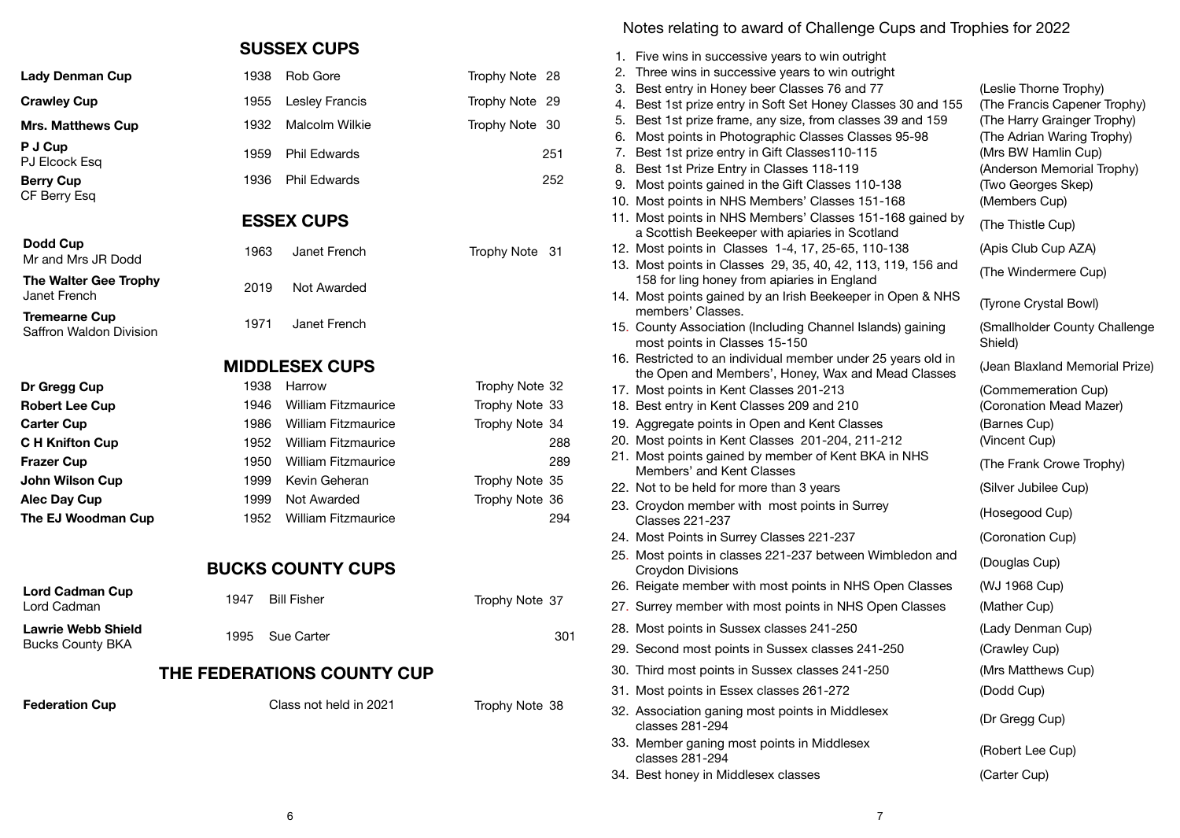## SUSSEX CUPS

| | | | |
|---|---|---|---|
| **Lady Denman Cup** | 1938 | Rob Gore | Trophy Note 28 |
| **Crawley Cup** | 1955 | Lesley Francis | Trophy Note 29 |
| **Mrs. Matthews Cup** | 1932 | Malcolm Wilkie | Trophy Note 30 |
| **P J Cup** PJ Elcock Esq | 1959 | Phil Edwards | 251 |
| **Berry Cup** CF Berry Esq | 1936 | Phil Edwards | 252 |

## ESSEX CUPS

| | | | |
|---|---|---|---|
| **Dodd Cup** Mr and Mrs JR Dodd | 1963 | Janet French | Trophy Note 31 |
| **The Walter Gee Trophy** Janet French | 2019 | Not Awarded | |
| **Tremearne Cup** Saffron Waldon Division | 1971 | Janet French | |

## MIDDLESEX CUPS

| | | | |
|---|---|---|---|
| **Dr Gregg Cup** | 1938 | Harrow | Trophy Note 32 |
| **Robert Lee Cup** | 1946 | William Fitzmaurice | Trophy Note 33 |
| **Carter Cup** | 1986 | William Fitzmaurice | Trophy Note 34 |
| **C H Knifton Cup** | 1952 | William Fitzmaurice | 288 |
| **Frazer Cup** | 1950 | William Fitzmaurice | 289 |
| **John Wilson Cup** | 1999 | Kevin Geheran | Trophy Note 35 |
| **Alec Day Cup** | 1999 | Not Awarded | Trophy Note 36 |
| **The EJ Woodman Cup** | 1952 | William Fitzmaurice | 294 |

## BUCKS COUNTY CUPS

| | | | |
|---|---|---|---|
| **Lord Cadman Cup** Lord Cadman | 1947 | Bill Fisher | Trophy Note 37 |
| **Lawrie Webb Shield** Bucks County BKA | 1995 | Sue Carter | 301 |

## THE FEDERATIONS COUNTY CUP

| | | |
|---|---|---|
| **Federation Cup** | Class not held in 2021 | Trophy Note 38 |

## Notes relating to award of Challenge Cups and Trophies for 2022

| | |
|---|---|
| 1. Five wins in successive years to win outright | |
| 2. Three wins in successive years to win outright | |
| 3. Best entry in Honey beer Classes 76 and 77 | (Leslie Thorne Trophy) |
| 4. Best 1st prize entry in Soft Set Honey Classes 30 and 155 | (The Francis Capener Trophy) |
| 5. Best 1st prize frame, any size, from classes 39 and 159 | (The Harry Grainger Trophy) |
| 6. Most points in Photographic Classes Classes 95-98 | (The Adrian Waring Trophy) |
| 7. Best 1st prize entry in Gift Classes110-115 | (Mrs BW Hamlin Cup) |
| 8. Best 1st Prize Entry in Classes 118-119 | (Anderson Memorial Trophy) |
| 9. Most points gained in the Gift Classes 110-138 | (Two Georges Skep) |
| 10. Most points in NHS Members' Classes 151-168 | (Members Cup) |
| 11. Most points in NHS Members' Classes 151-168 gained by a Scottish Beekeeper with apiaries in Scotland | (The Thistle Cup) |
| 12. Most points in Classes 1-4, 17, 25-65, 110-138 | (Apis Club Cup AZA) |
| 13. Most points in Classes 29, 35, 40, 42, 113, 119, 156 and 158 for ling honey from apiaries in England | (The Windermere Cup) |
| 14. Most points gained by an Irish Beekeeper in Open & NHS members' Classes. | (Tyrone Crystal Bowl) |
| 15. County Association (Including Channel Islands) gaining most points in Classes 15-150 | (Smallholder County Challenge Shield) |
| 16. Restricted to an individual member under 25 years old in the Open and Members', Honey, Wax and Mead Classes | (Jean Blaxland Memorial Prize) |
| 17. Most points in Kent Classes 201-213 | (Commemeration Cup) |
| 18. Best entry in Kent Classes 209 and 210 | (Coronation Mead Mazer) |
| 19. Aggregate points in Open and Kent Classes | (Barnes Cup) |
| 20. Most points in Kent Classes 201-204, 211-212 | (Vincent Cup) |
| 21. Most points gained by member of Kent BKA in NHS Members' and Kent Classes | (The Frank Crowe Trophy) |
| 22. Not to be held for more than 3 years | (Silver Jubilee Cup) |
| 23. Croydon member with most points in Surrey Classes 221-237 | (Hosegood Cup) |
| 24. Most Points in Surrey Classes 221-237 | (Coronation Cup) |
| 25. Most points in classes 221-237 between Wimbledon and Croydon Divisions | (Douglas Cup) |
| 26. Reigate member with most points in NHS Open Classes | (WJ 1968 Cup) |
| 27. Surrey member with most points in NHS Open Classes | (Mather Cup) |
| 28. Most points in Sussex classes 241-250 | (Lady Denman Cup) |
| 29. Second most points in Sussex classes 241-250 | (Crawley Cup) |
| 30. Third most points in Sussex classes 241-250 | (Mrs Matthews Cup) |
| 31. Most points in Essex classes 261-272 | (Dodd Cup) |
| 32. Association ganing most points in Middlesex classes 281-294 | (Dr Gregg Cup) |
| 33. Member ganing most points in Middlesex classes 281-294 | (Robert Lee Cup) |
| 34. Best honey in Middlesex classes | (Carter Cup) |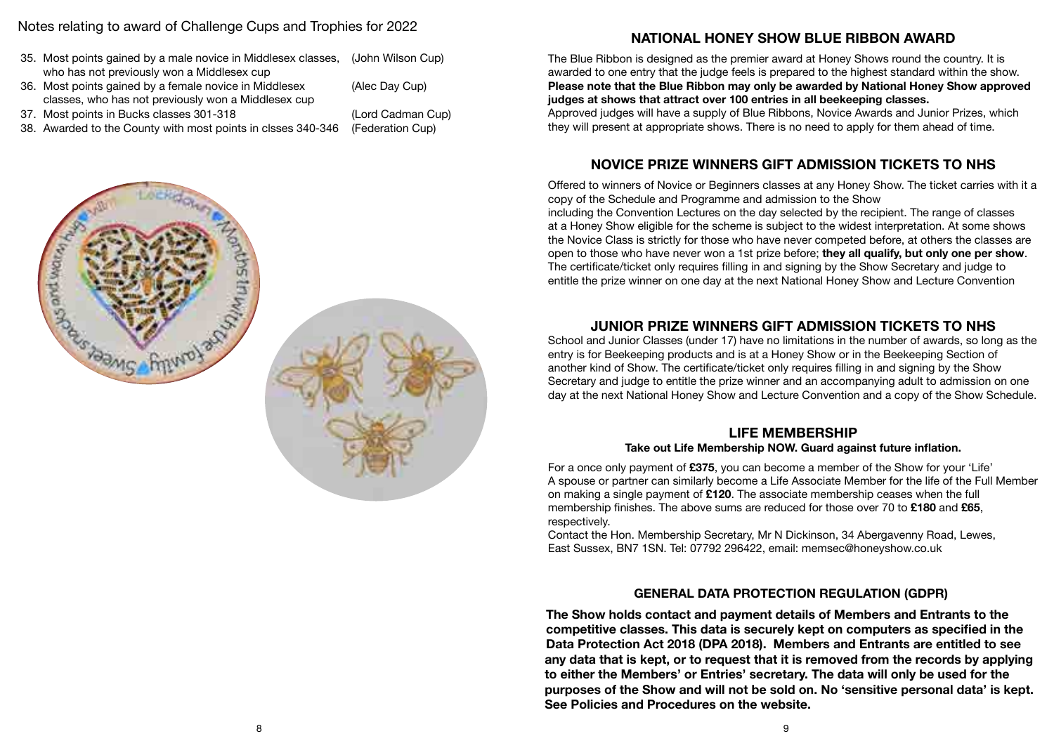Notes relating to award of Challenge Cups and Trophies for 2022

35. Most points gained by a male novice in Middlesex classes, who has not previously won a Middlesex cup (John Wilson Cup)
36. Most points gained by a female novice in Middlesex classes, who has not previously won a Middlesex cup (Alec Day Cup)
37. Most points in Bucks classes 301-318 (Lord Cadman Cup)
38. Awarded to the County with most points in clsses 340-346 (Federation Cup)

## NATIONAL HONEY SHOW BLUE RIBBON AWARD

The Blue Ribbon is designed as the premier award at Honey Shows round the country. It is awarded to one entry that the judge feels is prepared to the highest standard within the show. **Please note that the Blue Ribbon may only be awarded by National Honey Show approved judges at shows that attract over 100 entries in all beekeeping classes.**
Approved judges will have a supply of Blue Ribbons, Novice Awards and Junior Prizes, which they will present at appropriate shows. There is no need to apply for them ahead of time.

## NOVICE PRIZE WINNERS GIFT ADMISSION TICKETS TO NHS

Offered to winners of Novice or Beginners classes at any Honey Show. The ticket carries with it a copy of the Schedule and Programme and admission to the Show
including the Convention Lectures on the day selected by the recipient. The range of classes at a Honey Show eligible for the scheme is subject to the widest interpretation. At some shows the Novice Class is strictly for those who have never competed before, at others the classes are open to those who have never won a 1st prize before; **they all qualify, but only one per show**. The certificate/ticket only requires filling in and signing by the Show Secretary and judge to entitle the prize winner on one day at the next National Honey Show and Lecture Convention

## JUNIOR PRIZE WINNERS GIFT ADMISSION TICKETS TO NHS

School and Junior Classes (under 17) have no limitations in the number of awards, so long as the entry is for Beekeeping products and is at a Honey Show or in the Beekeeping Section of another kind of Show. The certificate/ticket only requires filling in and signing by the Show Secretary and judge to entitle the prize winner and an accompanying adult to admission on one day at the next National Honey Show and Lecture Convention and a copy of the Show Schedule.

## LIFE MEMBERSHIP

**Take out Life Membership NOW. Guard against future inflation.**

For a once only payment of **£375**, you can become a member of the Show for your 'Life'
A spouse or partner can similarly become a Life Associate Member for the life of the Full Member on making a single payment of **£120**. The associate membership ceases when the full membership finishes. The above sums are reduced for those over 70 to **£180** and **£65**, respectively.
Contact the Hon. Membership Secretary, Mr N Dickinson, 34 Abergavenny Road, Lewes, East Sussex, BN7 1SN. Tel: 07792 296422, email: memsec@honeyshow.co.uk

### GENERAL DATA PROTECTION REGULATION (GDPR)

**The Show holds contact and payment details of Members and Entrants to the competitive classes. This data is securely kept on computers as specified in the Data Protection Act 2018 (DPA 2018). Members and Entrants are entitled to see any data that is kept, or to request that it is removed from the records by applying to either the Members' or Entries' secretary. The data will only be used for the purposes of the Show and will not be sold on. No 'sensitive personal data' is kept. See Policies and Procedures on the website.**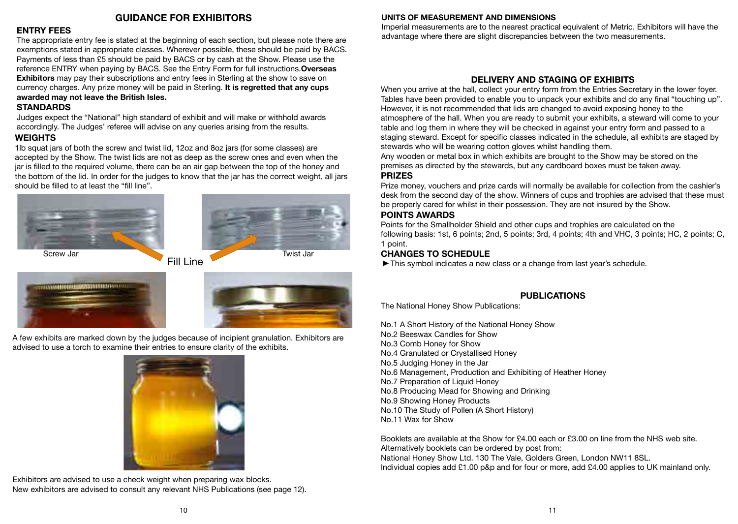## GUIDANCE FOR EXHIBITORS

### ENTRY FEES

The appropriate entry fee is stated at the beginning of each section, but please note there are exemptions stated in appropriate classes. Wherever possible, these should be paid by BACS. Payments of less than £5 should be paid by BACS or by cash at the Show. Please use the reference ENTRY when paying by BACS. See the Entry Form for full instructions. **Overseas Exhibitors** may pay their subscriptions and entry fees in Sterling at the show to save on currency charges. Any prize money will be paid in Sterling. **It is regretted that any cups awarded may not leave the British Isles.**

### STANDARDS

Judges expect the "National" high standard of exhibit and will make or withhold awards accordingly. The Judges' referee will advise on any queries arising from the results.

### WEIGHTS

1lb squat jars of both the screw and twist lid, 12oz and 8oz jars (for some classes) are accepted by the Show. The twist lids are not as deep as the screw ones and even when the jar is filled to the required volume, there can be an air gap between the top of the honey and the bottom of the lid. In order for the judges to know that the jar has the correct weight, all jars should be filled to at least the "fill line".

Screw Jar — Fill Line — Twist Jar

A few exhibits are marked down by the judges because of incipient granulation. Exhibitors are advised to use a torch to examine their entries to ensure clarity of the exhibits.

Exhibitors are advised to use a check weight when preparing wax blocks.
New exhibitors are advised to consult any relevant NHS Publications (see page 12).

### UNITS OF MEASUREMENT AND DIMENSIONS

Imperial measurements are to the nearest practical equivalent of Metric. Exhibitors will have the advantage where there are slight discrepancies between the two measurements.

## DELIVERY AND STAGING OF EXHIBITS

When you arrive at the hall, collect your entry form from the Entries Secretary in the lower foyer. Tables have been provided to enable you to unpack your exhibits and do any final "touching up". However, it is not recommended that lids are changed to avoid exposing honey to the atmosphere of the hall. When you are ready to submit your exhibits, a steward will come to your table and log them in where they will be checked in against your entry form and passed to a staging steward. Except for specific classes indicated in the schedule, all exhibits are staged by stewards who will be wearing cotton gloves whilst handling them.
Any wooden or metal box in which exhibits are brought to the Show may be stored on the premises as directed by the stewards, but any cardboard boxes must be taken away.

### PRIZES

Prize money, vouchers and prize cards will normally be available for collection from the cashier's desk from the second day of the show. Winners of cups and trophies are advised that these must be properly cared for whilst in their possession. They are not insured by the Show.

### POINTS AWARDS

Points for the Smallholder Shield and other cups and trophies are calculated on the following basis: 1st, 6 points; 2nd, 5 points; 3rd, 4 points; 4th and VHC, 3 points; HC, 2 points; C, 1 point.

### CHANGES TO SCHEDULE

► This symbol indicates a new class or a change from last year's schedule.

## PUBLICATIONS

The National Honey Show Publications:

No.1 A Short History of the National Honey Show
No.2 Beeswax Candles for Show
No.3 Comb Honey for Show
No.4 Granulated or Crystallised Honey
No.5 Judging Honey in the Jar
No.6 Management, Production and Exhibiting of Heather Honey
No.7 Preparation of Liquid Honey
No.8 Producing Mead for Showing and Drinking
No.9 Showing Honey Products
No.10 The Study of Pollen (A Short History)
No.11 Wax for Show

Booklets are available at the Show for £4.00 each or £3.00 on line from the NHS web site.
Alternatively booklets can be ordered by post from:
National Honey Show Ltd. 130 The Vale, Golders Green, London NW11 8SL.
Individual copies add £1.00 p&p and for four or more, add £4.00 applies to UK mainland only.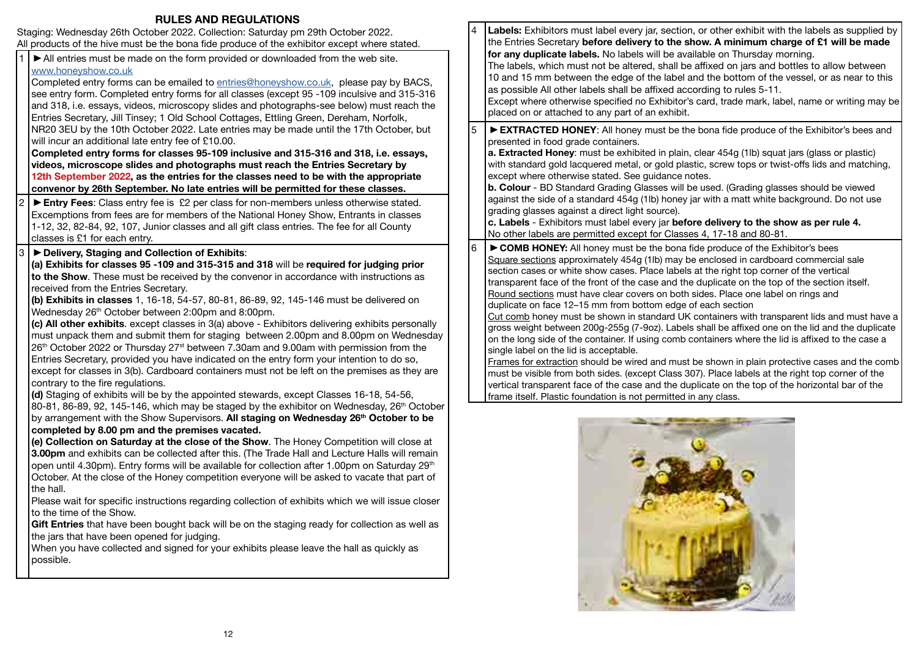## RULES AND REGULATIONS

Staging: Wednesday 26th October 2022. Collection: Saturday pm 29th October 2022.
All products of the hive must be the bona fide produce of the exhibitor except where stated.

1 ► All entries must be made on the form provided or downloaded from the web site. www.honeyshow.co.uk
Completed entry forms can be emailed to entries@honeyshow.co.uk, please pay by BACS, see entry form. Completed entry forms for all classes (except 95 -109 inculsive and 315-316 and 318, i.e. essays, videos, microscopy slides and photographs-see below) must reach the Entries Secretary, Jill Tinsey; 1 Old School Cottages, Ettling Green, Dereham, Norfolk, NR20 3EU by the 10th October 2022. Late entries may be made until the 17th October, but will incur an additional late entry fee of £10.00.
**Completed entry forms for classes 95-109 inclusive and 315-316 and 318, i.e. essays, videos, microscope slides and photographs must reach the Entries Secretary by 12th September 2022, as the entries for the classes need to be with the appropriate convenor by 26th September. No late entries will be permitted for these classes.**

2 ► **Entry Fees**: Class entry fee is £2 per class for non-members unless otherwise stated. Excemptions from fees are for members of the National Honey Show, Entrants in classes 1-12, 32, 82-84, 92, 107, Junior classes and all gift class entries. The fee for all County classes is £1 for each entry.

3 ► **Delivery, Staging and Collection of Exhibits**:
**(a) Exhibits for classes 95 -109 and 315-315 and 318** will be **required for judging prior to the Show**. These must be received by the convenor in accordance with instructions as received from the Entries Secretary.
**(b) Exhibits in classes** 1, 16-18, 54-57, 80-81, 86-89, 92, 145-146 must be delivered on Wednesday 26th October between 2:00pm and 8:00pm.
**(c) All other exhibits**. except classes in 3(a) above - Exhibitors delivering exhibits personally must unpack them and submit them for staging between 2.00pm and 8.00pm on Wednesday 26th October 2022 or Thursday 27st between 7.30am and 9.00am with permission from the Entries Secretary, provided you have indicated on the entry form your intention to do so, except for classes in 3(b). Cardboard containers must not be left on the premises as they are contrary to the fire regulations.
**(d)** Staging of exhibits will be by the appointed stewards, except Classes 16-18, 54-56, 80-81, 86-89, 92, 145-146, which may be staged by the exhibitor on Wednesday, 26th October by arrangement with the Show Supervisors. **All staging on Wednesday 26th October to be completed by 8.00 pm and the premises vacated.**
**(e) Collection on Saturday at the close of the Show**. The Honey Competition will close at **3.00pm** and exhibits can be collected after this. (The Trade Hall and Lecture Halls will remain open until 4.30pm). Entry forms will be available for collection after 1.00pm on Saturday 29th October. At the close of the Honey competition everyone will be asked to vacate that part of the hall.
Please wait for specific instructions regarding collection of exhibits which we will issue closer to the time of the Show.
**Gift Entries** that have been bought back will be on the staging ready for collection as well as the jars that have been opened for judging.
When you have collected and signed for your exhibits please leave the hall as quickly as possible.

4 **Labels:** Exhibitors must label every jar, section, or other exhibit with the labels as supplied by the Entries Secretary **before delivery to the show. A minimum charge of £1 will be made for any duplicate labels.** No labels will be available on Thursday morning.
The labels, which must not be altered, shall be affixed on jars and bottles to allow between 10 and 15 mm between the edge of the label and the bottom of the vessel, or as near to this as possible All other labels shall be affixed according to rules 5-11.
Except where otherwise specified no Exhibitor's card, trade mark, label, name or writing may be placed on or attached to any part of an exhibit.

5 ► **EXTRACTED HONEY**: All honey must be the bona fide produce of the Exhibitor's bees and presented in food grade containers.
**a. Extracted Honey**: must be exhibited in plain, clear 454g (1lb) squat jars (glass or plastic) with standard gold lacquered metal, or gold plastic, screw tops or twist-offs lids and matching, except where otherwise stated. See guidance notes.
**b. Colour** - BD Standard Grading Glasses will be used. (Grading glasses should be viewed against the side of a standard 454g (1lb) honey jar with a matt white background. Do not use grading glasses against a direct light source).
**c. Labels** - Exhibitors must label every jar **before delivery to the show as per rule 4.**
No other labels are permitted except for Classes 4, 17-18 and 80-81.

6 ► **COMB HONEY:** All honey must be the bona fide produce of the Exhibitor's bees
Square sections approximately 454g (1lb) may be enclosed in cardboard commercial sale section cases or white show cases. Place labels at the right top corner of the vertical transparent face of the front of the case and the duplicate on the top of the section itself.
Round sections must have clear covers on both sides. Place one label on rings and duplicate on face 12–15 mm from bottom edge of each section
Cut comb honey must be shown in standard UK containers with transparent lids and must have a gross weight between 200g-255g (7-9oz). Labels shall be affixed one on the lid and the duplicate on the long side of the container. If using comb containers where the lid is affixed to the case a single label on the lid is acceptable.
Frames for extraction should be wired and must be shown in plain protective cases and the comb must be visible from both sides. (except Class 307). Place labels at the right top corner of the vertical transparent face of the case and the duplicate on the top of the horizontal bar of the frame itself. Plastic foundation is not permitted in any class.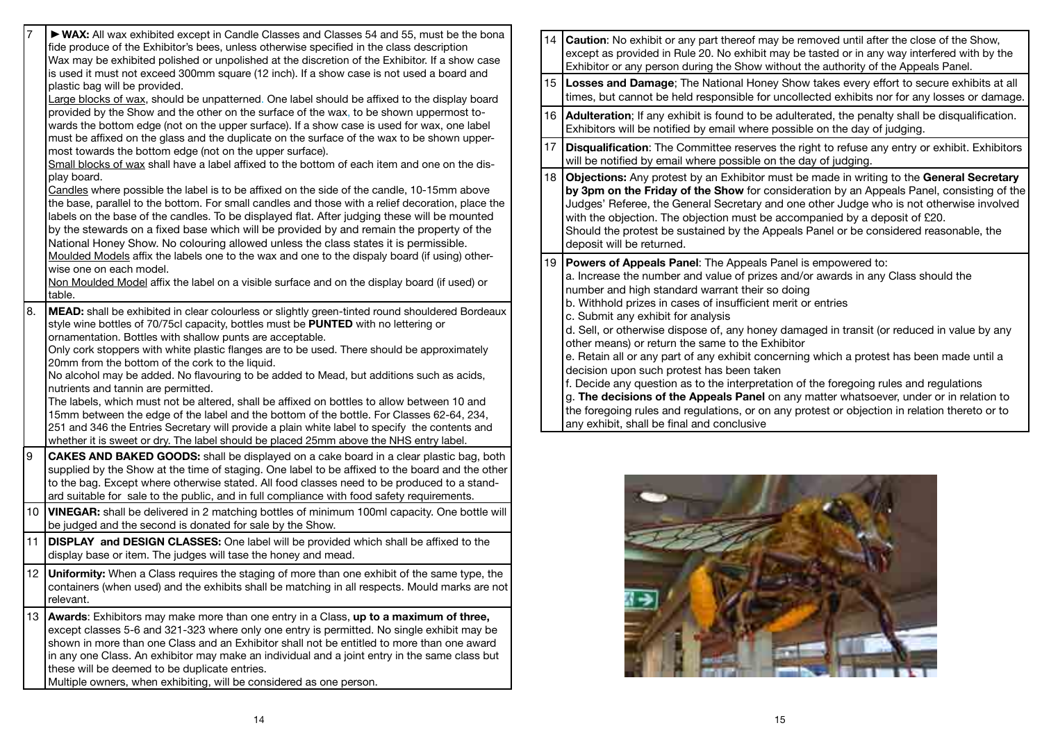| | |
|---|---|
| 7 | ► **WAX:** All wax exhibited except in Candle Classes and Classes 54 and 55, must be the bona fide produce of the Exhibitor's bees, unless otherwise specified in the class description Wax may be exhibited polished or unpolished at the discretion of the Exhibitor. If a show case is used it must not exceed 300mm square (12 inch). If a show case is not used a board and plastic bag will be provided.<br>Large blocks of wax, should be unpatterned. One label should be affixed to the display board provided by the Show and the other on the surface of the wax, to be shown uppermost towards the bottom edge (not on the upper surface). If a show case is used for wax, one label must be affixed on the glass and the duplicate on the surface of the wax to be shown uppermost towards the bottom edge (not on the upper surface).<br>Small blocks of wax shall have a label affixed to the bottom of each item and one on the display board.<br>Candles where possible the label is to be affixed on the side of the candle, 10-15mm above the base, parallel to the bottom. For small candles and those with a relief decoration, place the labels on the base of the candles. To be displayed flat. After judging these will be mounted by the stewards on a fixed base which will be provided by and remain the property of the National Honey Show. No colouring allowed unless the class states it is permissible.<br>Moulded Models affix the labels one to the wax and one to the dispaly board (if using) otherwise one on each model.<br>Non Moulded Model affix the label on a visible surface and on the display board (if used) or table. |
| 8. | **MEAD:** shall be exhibited in clear colourless or slightly green-tinted round shouldered Bordeaux style wine bottles of 70/75cl capacity, bottles must be **PUNTED** with no lettering or ornamentation. Bottles with shallow punts are acceptable.<br>Only cork stoppers with white plastic flanges are to be used. There should be approximately 20mm from the bottom of the cork to the liquid.<br>No alcohol may be added. No flavouring to be added to Mead, but additions such as acids, nutrients and tannin are permitted.<br>The labels, which must not be altered, shall be affixed on bottles to allow between 10 and 15mm between the edge of the label and the bottom of the bottle. For Classes 62-64, 234, 251 and 346 the Entries Secretary will provide a plain white label to specify the contents and whether it is sweet or dry. The label should be placed 25mm above the NHS entry label. |
| 9 | **CAKES AND BAKED GOODS:** shall be displayed on a cake board in a clear plastic bag, both supplied by the Show at the time of staging. One label to be affixed to the board and the other to the bag. Except where otherwise stated. All food classes need to be produced to a standard suitable for sale to the public, and in full compliance with food safety requirements. |
| 10 | **VINEGAR:** shall be delivered in 2 matching bottles of minimum 100ml capacity. One bottle will be judged and the second is donated for sale by the Show. |
| 11 | **DISPLAY and DESIGN CLASSES:** One label will be provided which shall be affixed to the display base or item. The judges will tase the honey and mead. |
| 12 | **Uniformity:** When a Class requires the staging of more than one exhibit of the same type, the containers (when used) and the exhibits shall be matching in all respects. Mould marks are not relevant. |
| 13 | **Awards**: Exhibitors may make more than one entry in a Class, **up to a maximum of three,** except classes 5-6 and 321-323 where only one entry is permitted. No single exhibit may be shown in more than one Class and an Exhibitor shall not be entitled to more than one award in any one Class. An exhibitor may make an individual and a joint entry in the same class but these will be deemed to be duplicate entries.<br>Multiple owners, when exhibiting, will be considered as one person. |
| 14 | **Caution**: No exhibit or any part thereof may be removed until after the close of the Show, except as provided in Rule 20. No exhibit may be tasted or in any way interfered with by the Exhibitor or any person during the Show without the authority of the Appeals Panel. |
| 15 | **Losses and Damage**; The National Honey Show takes every effort to secure exhibits at all times, but cannot be held responsible for uncollected exhibits nor for any losses or damage. |
| 16 | **Adulteration**; If any exhibit is found to be adulterated, the penalty shall be disqualification. Exhibitors will be notified by email where possible on the day of judging. |
| 17 | **Disqualification**: The Committee reserves the right to refuse any entry or exhibit. Exhibitors will be notified by email where possible on the day of judging. |
| 18 | **Objections:** Any protest by an Exhibitor must be made in writing to the **General Secretary by 3pm on the Friday of the Show** for consideration by an Appeals Panel, consisting of the Judges' Referee, the General Secretary and one other Judge who is not otherwise involved with the objection. The objection must be accompanied by a deposit of £20.<br>Should the protest be sustained by the Appeals Panel or be considered reasonable, the deposit will be returned. |
| 19 | **Powers of Appeals Panel**: The Appeals Panel is empowered to:<br>a. Increase the number and value of prizes and/or awards in any Class should the number and high standard warrant their so doing<br>b. Withhold prizes in cases of insufficient merit or entries<br>c. Submit any exhibit for analysis<br>d. Sell, or otherwise dispose of, any honey damaged in transit (or reduced in value by any other means) or return the same to the Exhibitor<br>e. Retain all or any part of any exhibit concerning which a protest has been made until a decision upon such protest has been taken<br>f. Decide any question as to the interpretation of the foregoing rules and regulations<br>g. **The decisions of the Appeals Panel** on any matter whatsoever, under or in relation to the foregoing rules and regulations, or on any protest or objection in relation thereto or to any exhibit, shall be final and conclusive |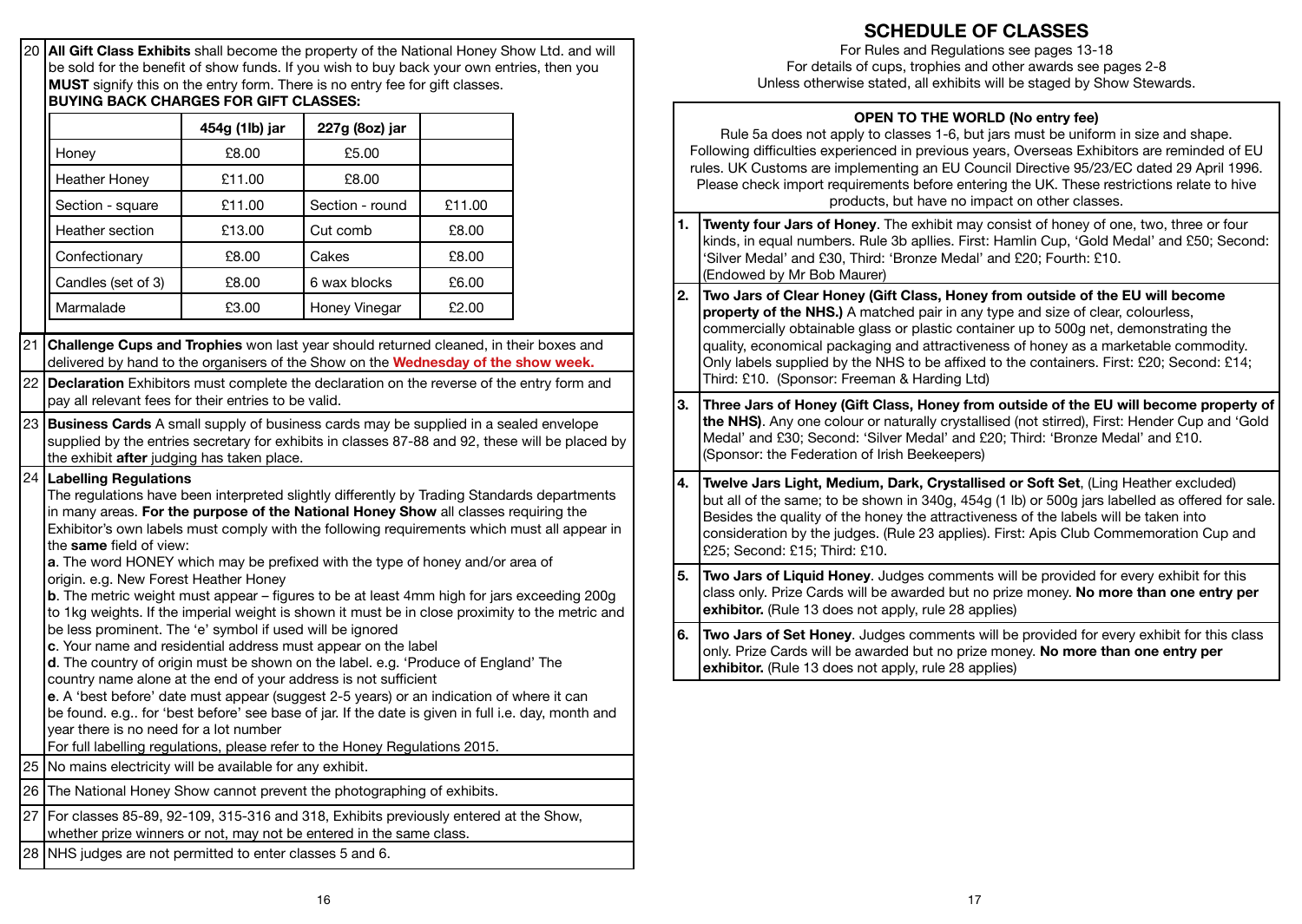20 **All Gift Class Exhibits** shall become the property of the National Honey Show Ltd. and will be sold for the benefit of show funds. If you wish to buy back your own entries, then you **MUST** signify this on the entry form. There is no entry fee for gift classes.

**BUYING BACK CHARGES FOR GIFT CLASSES:**

| | 454g (1lb) jar | 227g (8oz) jar | |
|---|---|---|---|
| Honey | £8.00 | £5.00 | |
| Heather Honey | £11.00 | £8.00 | |
| Section - square | £11.00 | Section - round | £11.00 |
| Heather section | £13.00 | Cut comb | £8.00 |
| Confectionary | £8.00 | Cakes | £8.00 |
| Candles (set of 3) | £8.00 | 6 wax blocks | £6.00 |
| Marmalade | £3.00 | Honey Vinegar | £2.00 |

21 **Challenge Cups and Trophies** won last year should returned cleaned, in their boxes and delivered by hand to the organisers of the Show on the **Wednesday of the show week.**

22 **Declaration** Exhibitors must complete the declaration on the reverse of the entry form and pay all relevant fees for their entries to be valid.

23 **Business Cards** A small supply of business cards may be supplied in a sealed envelope supplied by the entries secretary for exhibits in classes 87-88 and 92, these will be placed by the exhibit **after** judging has taken place.

24 **Labelling Regulations**
The regulations have been interpreted slightly differently by Trading Standards departments in many areas. **For the purpose of the National Honey Show** all classes requiring the Exhibitor's own labels must comply with the following requirements which must all appear in the **same** field of view:

**a**. The word HONEY which may be prefixed with the type of honey and/or area of origin. e.g. New Forest Heather Honey

**b**. The metric weight must appear – figures to be at least 4mm high for jars exceeding 200g to 1kg weights. If the imperial weight is shown it must be in close proximity to the metric and be less prominent. The 'e' symbol if used will be ignored

**c**. Your name and residential address must appear on the label

**d**. The country of origin must be shown on the label. e.g. 'Produce of England' The country name alone at the end of your address is not sufficient

**e**. A 'best before' date must appear (suggest 2-5 years) or an indication of where it can be found. e.g.. for 'best before' see base of jar. If the date is given in full i.e. day, month and year there is no need for a lot number

For full labelling regulations, please refer to the Honey Regulations 2015.

25 No mains electricity will be available for any exhibit.

26 The National Honey Show cannot prevent the photographing of exhibits.

27 For classes 85-89, 92-109, 315-316 and 318, Exhibits previously entered at the Show, whether prize winners or not, may not be entered in the same class.

28 NHS judges are not permitted to enter classes 5 and 6.

# SCHEDULE OF CLASSES

For Rules and Regulations see pages 13-18
For details of cups, trophies and other awards see pages 2-8
Unless otherwise stated, all exhibits will be staged by Show Stewards.

## OPEN TO THE WORLD (No entry fee)

Rule 5a does not apply to classes 1-6, but jars must be uniform in size and shape. Following difficulties experienced in previous years, Overseas Exhibitors are reminded of EU rules. UK Customs are implementing an EU Council Directive 95/23/EC dated 29 April 1996. Please check import requirements before entering the UK. These restrictions relate to hive products, but have no impact on other classes.

**1.** **Twenty four Jars of Honey**. The exhibit may consist of honey of one, two, three or four kinds, in equal numbers. Rule 3b apllies. First: Hamlin Cup, 'Gold Medal' and £50; Second: 'Silver Medal' and £30, Third: 'Bronze Medal' and £20; Fourth: £10. (Endowed by Mr Bob Maurer)

**2.** **Two Jars of Clear Honey (Gift Class, Honey from outside of the EU will become property of the NHS.)** A matched pair in any type and size of clear, colourless, commercially obtainable glass or plastic container up to 500g net, demonstrating the quality, economical packaging and attractiveness of honey as a marketable commodity. Only labels supplied by the NHS to be affixed to the containers. First: £20; Second: £14; Third: £10. (Sponsor: Freeman & Harding Ltd)

**3.** **Three Jars of Honey (Gift Class, Honey from outside of the EU will become property of the NHS)**. Any one colour or naturally crystallised (not stirred), First: Hender Cup and 'Gold Medal' and £30; Second: 'Silver Medal' and £20; Third: 'Bronze Medal' and £10. (Sponsor: the Federation of Irish Beekeepers)

**4.** **Twelve Jars Light, Medium, Dark, Crystallised or Soft Set**, (Ling Heather excluded) but all of the same; to be shown in 340g, 454g (1 lb) or 500g jars labelled as offered for sale. Besides the quality of the honey the attractiveness of the labels will be taken into consideration by the judges. (Rule 23 applies). First: Apis Club Commemoration Cup and £25; Second: £15; Third: £10.

**5.** **Two Jars of Liquid Honey**. Judges comments will be provided for every exhibit for this class only. Prize Cards will be awarded but no prize money. **No more than one entry per exhibitor.** (Rule 13 does not apply, rule 28 applies)

**6.** **Two Jars of Set Honey**. Judges comments will be provided for every exhibit for this class only. Prize Cards will be awarded but no prize money. **No more than one entry per exhibitor.** (Rule 13 does not apply, rule 28 applies)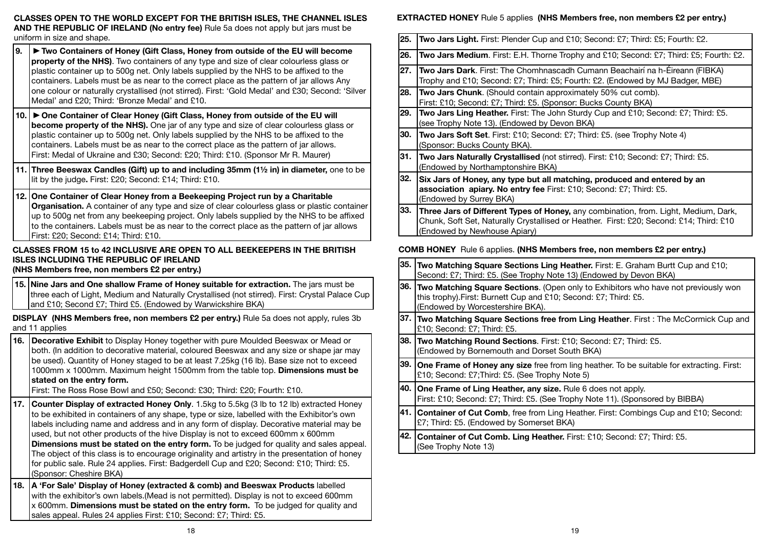**CLASSES OPEN TO THE WORLD EXCEPT FOR THE BRITISH ISLES, THE CHANNEL ISLES AND THE REPUBLIC OF IRELAND (No entry fee)** Rule 5a does not apply but jars must be uniform in size and shape.

| | |
|---|---|
| **9.** | ► **Two Containers of Honey (Gift Class, Honey from outside of the EU will become property of the NHS)**. Two containers of any type and size of clear colourless glass or plastic container up to 500g net. Only labels supplied by the NHS to be affixed to the containers. Labels must be as near to the correct place as the pattern of jar allows Any one colour or naturally crystallised (not stirred). First: 'Gold Medal' and £30; Second: 'Silver Medal' and £20; Third: 'Bronze Medal' and £10. |
| **10.** | ► **One Container of Clear Honey (Gift Class, Honey from outside of the EU will become property of the NHS).** One jar of any type and size of clear colourless glass or plastic container up to 500g net. Only labels supplied by the NHS to be affixed to the containers. Labels must be as near to the correct place as the pattern of jar allows. First: Medal of Ukraine and £30; Second: £20; Third: £10. (Sponsor Mr R. Maurer) |
| **11.** | **Three Beeswax Candles (Gift) up to and including 35mm (1½ in) in diameter,** one to be lit by the judge**.** First: £20; Second: £14; Third: £10. |
| **12.** | **One Container of Clear Honey from a Beekeeping Project run by a Charitable Organisation.** A container of any type and size of clear colourless glass or plastic container up to 500g net from any beekeeping project. Only labels supplied by the NHS to be affixed to the containers. Labels must be as near to the correct place as the pattern of jar allows First: £20; Second: £14; Third: £10. |

**CLASSES FROM 15 to 42 INCLUSIVE ARE OPEN TO ALL BEEKEEPERS IN THE BRITISH ISLES INCLUDING THE REPUBLIC OF IRELAND**
**(NHS Members free, non members £2 per entry.)**

| | |
|---|---|
| **15.** | **Nine Jars and One shallow Frame of Honey suitable for extraction.** The jars must be three each of Light, Medium and Naturally Crystallised (not stirred). First: Crystal Palace Cup and £10; Second £7; Third £5. (Endowed by Warwickshire BKA) |

**DISPLAY (NHS Members free, non members £2 per entry.)** Rule 5a does not apply, rules 3b and 11 applies

| | |
|---|---|
| **16.** | **Decorative Exhibit** to Display Honey together with pure Moulded Beeswax or Mead or both. (In addition to decorative material, coloured Beeswax and any size or shape jar may be used). Quantity of Honey staged to be at least 7.25kg (16 lb). Base size not to exceed 1000mm x 1000mm. Maximum height 1500mm from the table top. **Dimensions must be stated on the entry form.** First: The Ross Rose Bowl and £50; Second: £30; Third: £20; Fourth: £10. |
| **17.** | **Counter Display of extracted Honey Only**. 1.5kg to 5.5kg (3 lb to 12 lb) extracted Honey to be exhibited in containers of any shape, type or size, labelled with the Exhibitor's own labels including name and address and in any form of display. Decorative material may be used, but not other products of the hive Display is not to exceed 600mm x 600mm **Dimensions must be stated on the entry form.** To be judged for quality and sales appeal. The object of this class is to encourage originality and artistry in the presentation of honey for public sale. Rule 24 applies. First: Badgerdell Cup and £20; Second: £10; Third: £5. (Sponsor: Cheshire BKA) |
| **18.** | **A 'For Sale' Display of Honey (extracted & comb) and Beeswax Products** labelled with the exhibitor's own labels.(Mead is not permitted). Display is not to exceed 600mm x 600mm. **Dimensions must be stated on the entry form.** To be judged for quality and sales appeal. Rules 24 applies First: £10; Second: £7; Third: £5. |

**EXTRACTED HONEY** Rule 5 applies **(NHS Members free, non members £2 per entry.)**

| | |
|---|---|
| **25.** | **Two Jars Light.** First: Plender Cup and £10; Second: £7; Third: £5; Fourth: £2. |
| **26.** | **Two Jars Medium**. First: E.H. Thorne Trophy and £10; Second: £7; Third: £5; Fourth: £2. |
| **27.** | **Two Jars Dark**. First: The Chomhnascadh Cumann Beachairí na h-Éireann (FIBKA) Trophy and £10; Second: £7; Third: £5; Fourth: £2. (Endowed by MJ Badger, MBE) |
| **28.** | **Two Jars Chunk**. (Should contain approximately 50% cut comb). First: £10; Second: £7; Third: £5. (Sponsor: Bucks County BKA) |
| **29.** | **Two Jars Ling Heather.** First: The John Sturdy Cup and £10; Second: £7; Third: £5. (see Trophy Note 13). (Endowed by Devon BKA) |
| **30.** | **Two Jars Soft Set**. First: £10; Second: £7; Third: £5. (see Trophy Note 4) (Sponsor: Bucks County BKA). |
| **31.** | **Two Jars Naturally Crystallised** (not stirred). First: £10; Second: £7; Third: £5. (Endowed by Northamptonshire BKA) |
| **32.** | **Six Jars of Honey, any type but all matching, produced and entered by an association apiary. No entry fee** First: £10; Second: £7; Third: £5. (Endowed by Surrey BKA) |
| **33.** | **Three Jars of Different Types of Honey,** any combination, from. Light, Medium, Dark, Chunk, Soft Set, Naturally Crystallised or Heather. First: £20; Second: £14; Third: £10 (Endowed by Newhouse Apiary) |

**COMB HONEY** Rule 6 applies. **(NHS Members free, non members £2 per entry.)**

| | |
|---|---|
| **35.** | **Two Matching Square Sections Ling Heather.** First: E. Graham Burtt Cup and £10; Second: £7; Third: £5. (See Trophy Note 13) (Endowed by Devon BKA) |
| **36.** | **Two Matching Square Sections**. (Open only to Exhibitors who have not previously won this trophy).First: Burnett Cup and £10; Second: £7; Third: £5. (Endowed by Worcestershire BKA). |
| **37.** | **Two Matching Square Sections free from Ling Heather**. First : The McCormick Cup and £10; Second: £7; Third: £5. |
| **38.** | **Two Matching Round Sections**. First: £10; Second: £7; Third: £5. (Endowed by Bornemouth and Dorset South BKA) |
| **39.** | **One Frame of Honey any size** free from ling heather. To be suitable for extracting. First: £10; Second: £7;Third: £5. (See Trophy Note 5) |
| **40.** | **One Frame of Ling Heather, any size.** Rule 6 does not apply. First: £10; Second: £7; Third: £5. (See Trophy Note 11). (Sponsored by BIBBA) |
| **41.** | **Container of Cut Comb**, free from Ling Heather. First: Combings Cup and £10; Second: £7; Third: £5. (Endowed by Somerset BKA) |
| **42.** | **Container of Cut Comb. Ling Heather.** First: £10; Second: £7; Third: £5. (See Trophy Note 13) |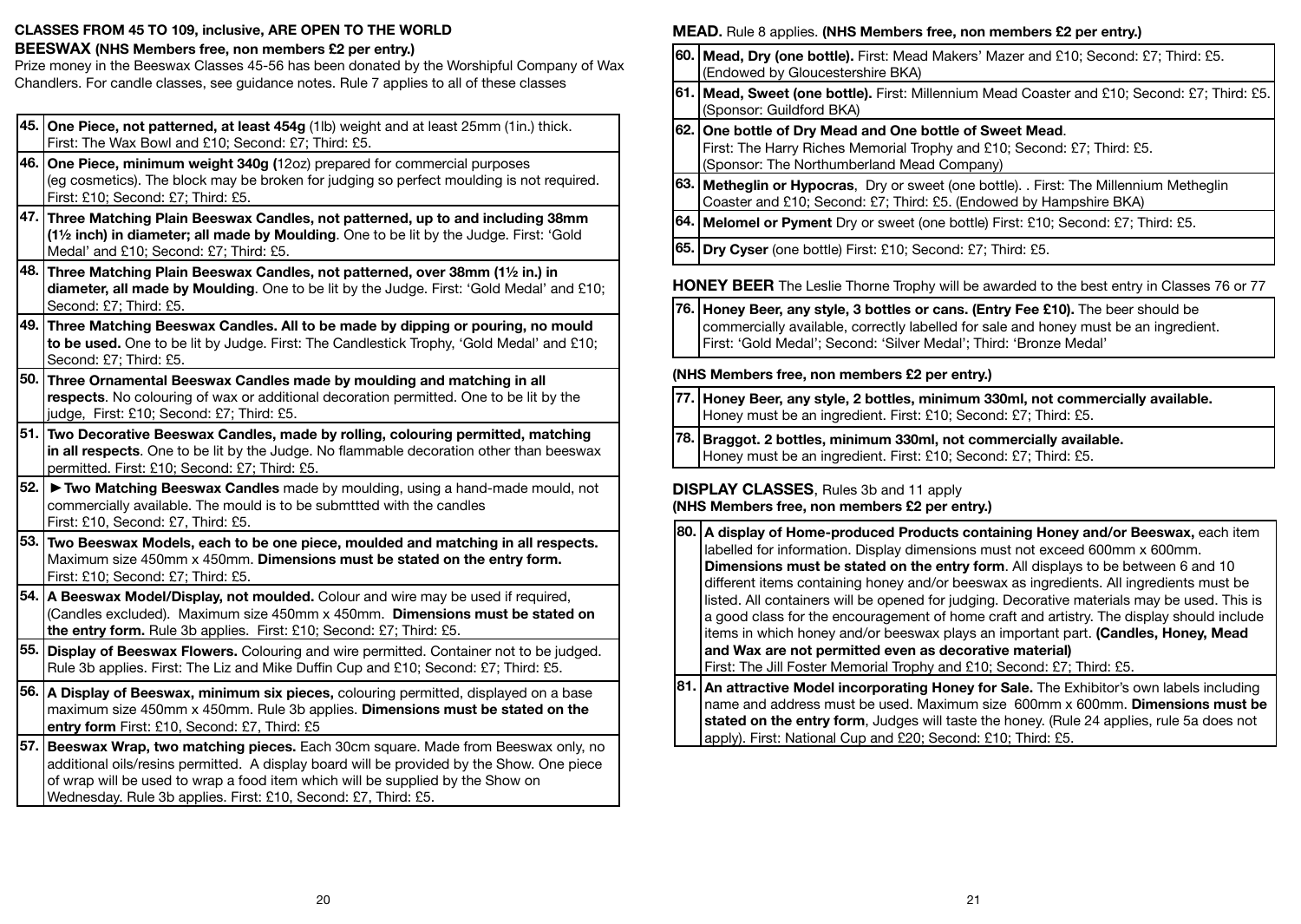**CLASSES FROM 45 TO 109, inclusive, ARE OPEN TO THE WORLD**

## BEESWAX (NHS Members free, non members £2 per entry.)

Prize money in the Beeswax Classes 45-56 has been donated by the Worshipful Company of Wax Chandlers. For candle classes, see guidance notes. Rule 7 applies to all of these classes

| | |
|---|---|
| 45. | **One Piece, not patterned, at least 454g** (1lb) weight and at least 25mm (1in.) thick. First: The Wax Bowl and £10; Second: £7; Third: £5. |
| 46. | **One Piece, minimum weight 340g (**12oz) prepared for commercial purposes (eg cosmetics). The block may be broken for judging so perfect moulding is not required. First: £10; Second: £7; Third: £5. |
| 47. | **Three Matching Plain Beeswax Candles, not patterned, up to and including 38mm (1½ inch) in diameter; all made by Moulding**. One to be lit by the Judge. First: 'Gold Medal' and £10; Second: £7; Third: £5. |
| 48. | **Three Matching Plain Beeswax Candles, not patterned, over 38mm (1½ in.) in diameter, all made by Moulding**. One to be lit by the Judge. First: 'Gold Medal' and £10; Second: £7; Third: £5. |
| 49. | **Three Matching Beeswax Candles. All to be made by dipping or pouring, no mould to be used.** One to be lit by Judge. First: The Candlestick Trophy, 'Gold Medal' and £10; Second: £7; Third: £5. |
| 50. | **Three Ornamental Beeswax Candles made by moulding and matching in all respects**. No colouring of wax or additional decoration permitted. One to be lit by the judge, First: £10; Second: £7; Third: £5. |
| 51. | **Two Decorative Beeswax Candles, made by rolling, colouring permitted, matching in all respects**. One to be lit by the Judge. No flammable decoration other than beeswax permitted. First: £10; Second: £7; Third: £5. |
| 52. | ►**Two Matching Beeswax Candles** made by moulding, using a hand-made mould, not commercially available. The mould is to be submttted with the candles First: £10, Second: £7, Third: £5. |
| 53. | **Two Beeswax Models, each to be one piece, moulded and matching in all respects.** Maximum size 450mm x 450mm. **Dimensions must be stated on the entry form.** First: £10; Second: £7; Third: £5. |
| 54. | **A Beeswax Model/Display, not moulded.** Colour and wire may be used if required, (Candles excluded). Maximum size 450mm x 450mm. **Dimensions must be stated on the entry form.** Rule 3b applies. First: £10; Second: £7; Third: £5. |
| 55. | **Display of Beeswax Flowers.** Colouring and wire permitted. Container not to be judged. Rule 3b applies. First: The Liz and Mike Duffin Cup and £10; Second: £7; Third: £5. |
| 56. | **A Display of Beeswax, minimum six pieces,** colouring permitted, displayed on a base maximum size 450mm x 450mm. Rule 3b applies. **Dimensions must be stated on the entry form** First: £10, Second: £7, Third: £5 |
| 57. | **Beeswax Wrap, two matching pieces.** Each 30cm square. Made from Beeswax only, no additional oils/resins permitted. A display board will be provided by the Show. One piece of wrap will be used to wrap a food item which will be supplied by the Show on Wednesday. Rule 3b applies. First: £10, Second: £7, Third: £5. |

## MEAD. Rule 8 applies. (NHS Members free, non members £2 per entry.)

| | |
|---|---|
| 60. | **Mead, Dry (one bottle).** First: Mead Makers' Mazer and £10; Second: £7; Third: £5. (Endowed by Gloucestershire BKA) |
| 61. | **Mead, Sweet (one bottle).** First: Millennium Mead Coaster and £10; Second: £7; Third: £5. (Sponsor: Guildford BKA) |
| 62. | **One bottle of Dry Mead and One bottle of Sweet Mead**. First: The Harry Riches Memorial Trophy and £10; Second: £7; Third: £5. (Sponsor: The Northumberland Mead Company) |
| 63. | **Metheglin or Hypocras**, Dry or sweet (one bottle). . First: The Millennium Metheglin Coaster and £10; Second: £7; Third: £5. (Endowed by Hampshire BKA) |
| 64. | **Melomel or Pyment** Dry or sweet (one bottle) First: £10; Second: £7; Third: £5. |
| 65. | **Dry Cyser** (one bottle) First: £10; Second: £7; Third: £5. |

## HONEY BEER The Leslie Thorne Trophy will be awarded to the best entry in Classes 76 or 77

| | |
|---|---|
| 76. | **Honey Beer, any style, 3 bottles or cans. (Entry Fee £10).** The beer should be commercially available, correctly labelled for sale and honey must be an ingredient. First: 'Gold Medal'; Second: 'Silver Medal'; Third: 'Bronze Medal' |

**(NHS Members free, non members £2 per entry.)**

| | |
|---|---|
| 77. | **Honey Beer, any style, 2 bottles, minimum 330ml, not commercially available.** Honey must be an ingredient. First: £10; Second: £7; Third: £5. |
| 78. | **Braggot. 2 bottles, minimum 330ml, not commercially available.** Honey must be an ingredient. First: £10; Second: £7; Third: £5. |

## DISPLAY CLASSES, Rules 3b and 11 apply

**(NHS Members free, non members £2 per entry.)**

| | |
|---|---|
| 80. | **A display of Home-produced Products containing Honey and/or Beeswax,** each item labelled for information. Display dimensions must not exceed 600mm x 600mm. **Dimensions must be stated on the entry form**. All displays to be between 6 and 10 different items containing honey and/or beeswax as ingredients. All ingredients must be listed. All containers will be opened for judging. Decorative materials may be used. This is a good class for the encouragement of home craft and artistry. The display should include items in which honey and/or beeswax plays an important part. **(Candles, Honey, Mead and Wax are not permitted even as decorative material)** First: The Jill Foster Memorial Trophy and £10; Second: £7; Third: £5. |
| 81. | **An attractive Model incorporating Honey for Sale.** The Exhibitor's own labels including name and address must be used. Maximum size 600mm x 600mm. **Dimensions must be stated on the entry form**, Judges will taste the honey. (Rule 24 applies, rule 5a does not apply). First: National Cup and £20; Second: £10; Third: £5. |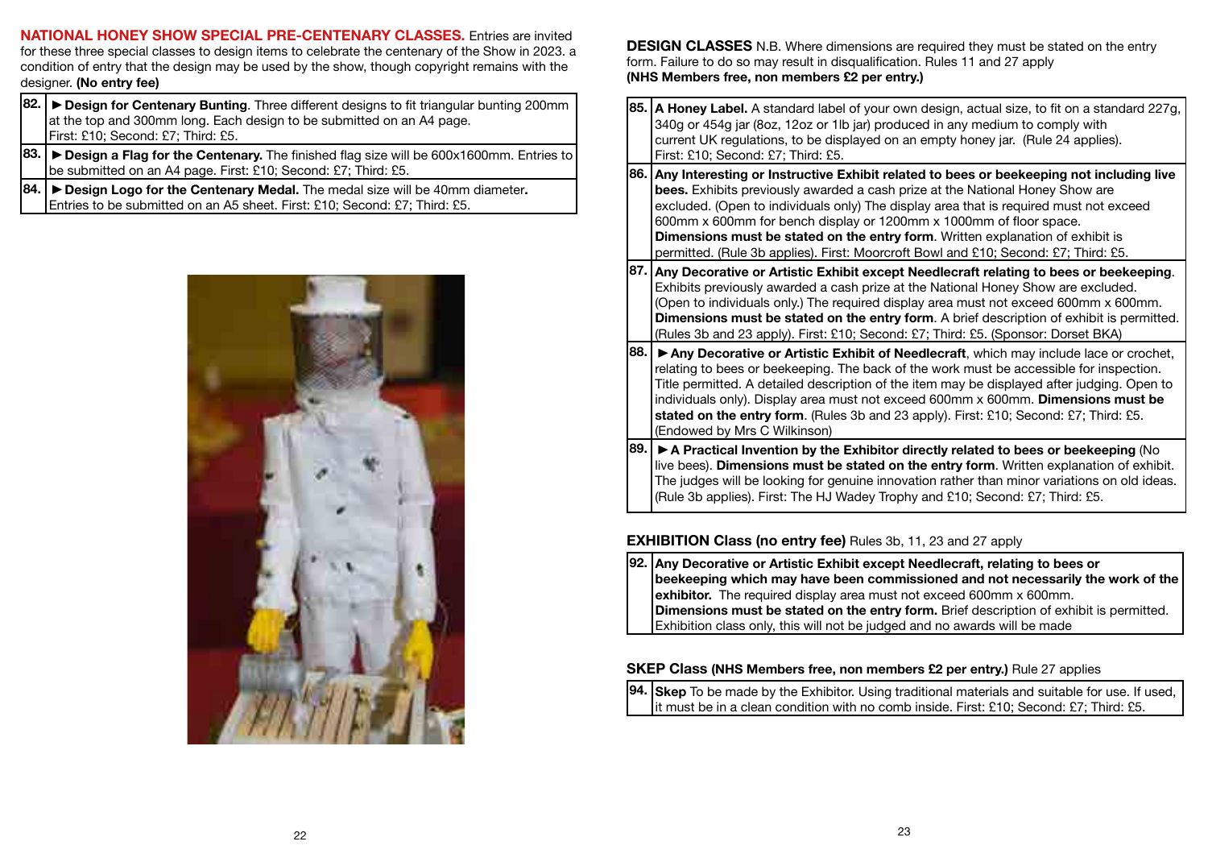**NATIONAL HONEY SHOW SPECIAL PRE-CENTENARY CLASSES.** Entries are invited for these three special classes to design items to celebrate the centenary of the Show in 2023. a condition of entry that the design may be used by the show, though copyright remains with the designer. **(No entry fee)**

| | |
|---|---|
| 82. | ► **Design for Centenary Bunting**. Three different designs to fit triangular bunting 200mm at the top and 300mm long. Each design to be submitted on an A4 page. First: £10; Second: £7; Third: £5. |
| 83. | ► **Design a Flag for the Centenary.** The finished flag size will be 600x1600mm. Entries to be submitted on an A4 page. First: £10; Second: £7; Third: £5. |
| 84. | ► **Design Logo for the Centenary Medal.** The medal size will be 40mm diameter**.** Entries to be submitted on an A5 sheet. First: £10; Second: £7; Third: £5. |

**DESIGN CLASSES** N.B. Where dimensions are required they must be stated on the entry form. Failure to do so may result in disqualification. Rules 11 and 27 apply
**(NHS Members free, non members £2 per entry.)**

| | |
|---|---|
| 85. | **A Honey Label.** A standard label of your own design, actual size, to fit on a standard 227g, 340g or 454g jar (8oz, 12oz or 1lb jar) produced in any medium to comply with current UK regulations, to be displayed on an empty honey jar. (Rule 24 applies). First: £10; Second: £7; Third: £5. |
| 86. | **Any Interesting or Instructive Exhibit related to bees or beekeeping not including live bees.** Exhibits previously awarded a cash prize at the National Honey Show are excluded. (Open to individuals only) The display area that is required must not exceed 600mm x 600mm for bench display or 1200mm x 1000mm of floor space. **Dimensions must be stated on the entry form**. Written explanation of exhibit is permitted. (Rule 3b applies). First: Moorcroft Bowl and £10; Second: £7; Third: £5. |
| 87. | **Any Decorative or Artistic Exhibit except Needlecraft relating to bees or beekeeping**. Exhibits previously awarded a cash prize at the National Honey Show are excluded. (Open to individuals only.) The required display area must not exceed 600mm x 600mm. **Dimensions must be stated on the entry form**. A brief description of exhibit is permitted. (Rules 3b and 23 apply). First: £10; Second: £7; Third: £5. (Sponsor: Dorset BKA) |
| 88. | ► **Any Decorative or Artistic Exhibit of Needlecraft**, which may include lace or crochet, relating to bees or beekeeping. The back of the work must be accessible for inspection. Title permitted. A detailed description of the item may be displayed after judging. Open to individuals only). Display area must not exceed 600mm x 600mm. **Dimensions must be stated on the entry form**. (Rules 3b and 23 apply). First: £10; Second: £7; Third: £5. (Endowed by Mrs C Wilkinson) |
| 89. | ► **A Practical Invention by the Exhibitor directly related to bees or beekeeping** (No live bees). **Dimensions must be stated on the entry form**. Written explanation of exhibit. The judges will be looking for genuine innovation rather than minor variations on old ideas. (Rule 3b applies). First: The HJ Wadey Trophy and £10; Second: £7; Third: £5. |

**EXHIBITION Class (no entry fee)** Rules 3b, 11, 23 and 27 apply

| | |
|---|---|
| 92. | **Any Decorative or Artistic Exhibit except Needlecraft, relating to bees or beekeeping which may have been commissioned and not necessarily the work of the exhibitor.** The required display area must not exceed 600mm x 600mm. **Dimensions must be stated on the entry form.** Brief description of exhibit is permitted. Exhibition class only, this will not be judged and no awards will be made |

**SKEP Class (NHS Members free, non members £2 per entry.)** Rule 27 applies

| | |
|---|---|
| 94. | **Skep** To be made by the Exhibitor. Using traditional materials and suitable for use. If used, it must be in a clean condition with no comb inside. First: £10; Second: £7; Third: £5. |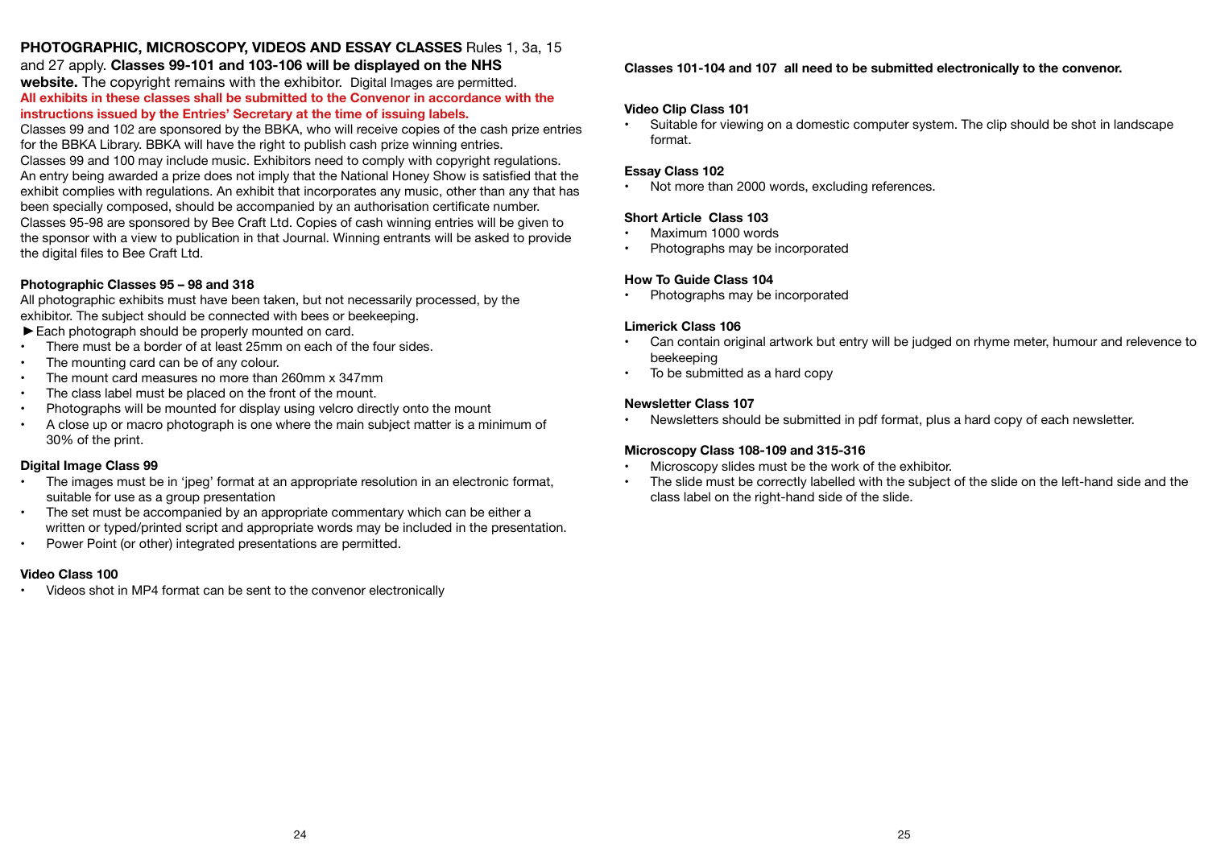**PHOTOGRAPHIC, MICROSCOPY, VIDEOS AND ESSAY CLASSES** Rules 1, 3a, 15 and 27 apply. **Classes 99-101 and 103-106 will be displayed on the NHS website.** The copyright remains with the exhibitor. Digital Images are permitted.

**All exhibits in these classes shall be submitted to the Convenor in accordance with the instructions issued by the Entries' Secretary at the time of issuing labels.**

Classes 99 and 102 are sponsored by the BBKA, who will receive copies of the cash prize entries for the BBKA Library. BBKA will have the right to publish cash prize winning entries.
Classes 99 and 100 may include music. Exhibitors need to comply with copyright regulations. An entry being awarded a prize does not imply that the National Honey Show is satisfied that the exhibit complies with regulations. An exhibit that incorporates any music, other than any that has been specially composed, should be accompanied by an authorisation certificate number.
Classes 95-98 are sponsored by Bee Craft Ltd. Copies of cash winning entries will be given to the sponsor with a view to publication in that Journal. Winning entrants will be asked to provide the digital files to Bee Craft Ltd.

**Photographic Classes 95 – 98 and 318**

All photographic exhibits must have been taken, but not necessarily processed, by the exhibitor. The subject should be connected with bees or beekeeping.

►Each photograph should be properly mounted on card.

- There must be a border of at least 25mm on each of the four sides.
- The mounting card can be of any colour.
- The mount card measures no more than 260mm x 347mm
- The class label must be placed on the front of the mount.
- Photographs will be mounted for display using velcro directly onto the mount
- A close up or macro photograph is one where the main subject matter is a minimum of 30% of the print.

**Digital Image Class 99**

- The images must be in 'jpeg' format at an appropriate resolution in an electronic format, suitable for use as a group presentation
- The set must be accompanied by an appropriate commentary which can be either a written or typed/printed script and appropriate words may be included in the presentation.
- Power Point (or other) integrated presentations are permitted.

**Video Class 100**

- Videos shot in MP4 format can be sent to the convenor electronically

**Classes 101-104 and 107 all need to be submitted electronically to the convenor.**

**Video Clip Class 101**

- Suitable for viewing on a domestic computer system. The clip should be shot in landscape format.

**Essay Class 102**

- Not more than 2000 words, excluding references.

**Short Article Class 103**

- Maximum 1000 words
- Photographs may be incorporated

**How To Guide Class 104**

- Photographs may be incorporated

**Limerick Class 106**

- Can contain original artwork but entry will be judged on rhyme meter, humour and relevence to beekeeping
- To be submitted as a hard copy

**Newsletter Class 107**

- Newsletters should be submitted in pdf format, plus a hard copy of each newsletter.

**Microscopy Class 108-109 and 315-316**

- Microscopy slides must be the work of the exhibitor.
- The slide must be correctly labelled with the subject of the slide on the left-hand side and the class label on the right-hand side of the slide.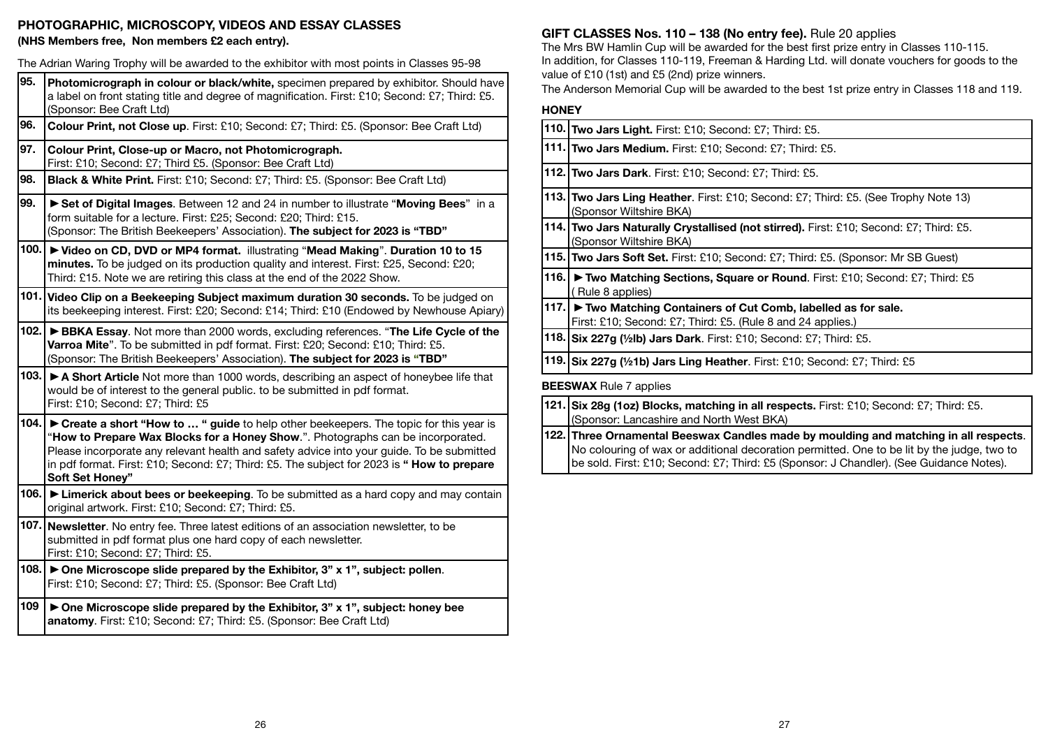## PHOTOGRAPHIC, MICROSCOPY, VIDEOS AND ESSAY CLASSES

**(NHS Members free, Non members £2 each entry).**

The Adrian Waring Trophy will be awarded to the exhibitor with most points in Classes 95-98

| | |
|---|---|
| **95.** | **Photomicrograph in colour or black/white,** specimen prepared by exhibitor. Should have a label on front stating title and degree of magnification. First: £10; Second: £7; Third: £5. (Sponsor: Bee Craft Ltd) |
| **96.** | **Colour Print, not Close up**. First: £10; Second: £7; Third: £5. (Sponsor: Bee Craft Ltd) |
| **97.** | **Colour Print, Close-up or Macro, not Photomicrograph.** First: £10; Second: £7; Third £5. (Sponsor: Bee Craft Ltd) |
| **98.** | **Black & White Print.** First: £10; Second: £7; Third: £5. (Sponsor: Bee Craft Ltd) |
| **99.** | ► **Set of Digital Images**. Between 12 and 24 in number to illustrate "**Moving Bees**" in a form suitable for a lecture. First: £25; Second: £20; Third: £15. (Sponsor: The British Beekeepers' Association). **The subject for 2023 is "TBD"** |
| **100.** | ► **Video on CD, DVD or MP4 format.** illustrating "**Mead Making**". **Duration 10 to 15 minutes.** To be judged on its production quality and interest. First: £25, Second: £20; Third: £15. Note we are retiring this class at the end of the 2022 Show. |
| **101.** | **Video Clip on a Beekeeping Subject maximum duration 30 seconds.** To be judged on its beekeeping interest. First: £20; Second: £14; Third: £10 (Endowed by Newhouse Apiary) |
| **102.** | ► **BBKA Essay**. Not more than 2000 words, excluding references. "**The Life Cycle of the Varroa Mite**". To be submitted in pdf format. First: £20; Second: £10; Third: £5. (Sponsor: The British Beekeepers' Association). **The subject for 2023 is "TBD"** |
| **103.** | ► **A Short Article** Not more than 1000 words, describing an aspect of honeybee life that would be of interest to the general public. to be submitted in pdf format. First: £10; Second: £7; Third: £5 |
| **104.** | ► **Create a short "How to … " guide** to help other beekeepers. The topic for this year is "**How to Prepare Wax Blocks for a Honey Show**.". Photographs can be incorporated. Please incorporate any relevant health and safety advice into your guide. To be submitted in pdf format. First: £10; Second: £7; Third: £5. The subject for 2023 is **" How to prepare Soft Set Honey"** |
| **106.** | ► **Limerick about bees or beekeeping**. To be submitted as a hard copy and may contain original artwork. First: £10; Second: £7; Third: £5. |
| **107.** | **Newsletter**. No entry fee. Three latest editions of an association newsletter, to be submitted in pdf format plus one hard copy of each newsletter. First: £10; Second: £7; Third: £5. |
| **108.** | ► **One Microscope slide prepared by the Exhibitor, 3" x 1", subject: pollen**. First: £10; Second: £7; Third: £5. (Sponsor: Bee Craft Ltd) |
| **109** | ► **One Microscope slide prepared by the Exhibitor, 3" x 1", subject: honey bee anatomy**. First: £10; Second: £7; Third: £5. (Sponsor: Bee Craft Ltd) |

## GIFT CLASSES Nos. 110 – 138 (No entry fee). Rule 20 applies

The Mrs BW Hamlin Cup will be awarded for the best first prize entry in Classes 110-115.
In addition, for Classes 110-119, Freeman & Harding Ltd. will donate vouchers for goods to the value of £10 (1st) and £5 (2nd) prize winners.
The Anderson Memorial Cup will be awarded to the best 1st prize entry in Classes 118 and 119.

### HONEY

| | |
|---|---|
| **110.** | **Two Jars Light.** First: £10; Second: £7; Third: £5. |
| **111.** | **Two Jars Medium.** First: £10; Second: £7; Third: £5. |
| **112.** | **Two Jars Dark**. First: £10; Second: £7; Third: £5. |
| **113.** | **Two Jars Ling Heather**. First: £10; Second: £7; Third: £5. (See Trophy Note 13) (Sponsor Wiltshire BKA) |
| **114.** | **Two Jars Naturally Crystallised (not stirred).** First: £10; Second: £7; Third: £5. (Sponsor Wiltshire BKA) |
| **115.** | **Two Jars Soft Set.** First: £10; Second: £7; Third: £5. (Sponsor: Mr SB Guest) |
| **116.** | ► **Two Matching Sections, Square or Round**. First: £10; Second: £7; Third: £5 ( Rule 8 applies) |
| **117.** | ► **Two Matching Containers of Cut Comb, labelled as for sale.** First: £10; Second: £7; Third: £5. (Rule 8 and 24 applies.) |
| **118.** | **Six 227g (½lb) Jars Dark**. First: £10; Second: £7; Third: £5. |
| **119.** | **Six 227g (½1b) Jars Ling Heather**. First: £10; Second: £7; Third: £5 |

### BEESWAX Rule 7 applies

| | |
|---|---|
| **121.** | **Six 28g (1oz) Blocks, matching in all respects.** First: £10; Second: £7; Third: £5. (Sponsor: Lancashire and North West BKA) |
| **122.** | **Three Ornamental Beeswax Candles made by moulding and matching in all respects**. No colouring of wax or additional decoration permitted. One to be lit by the judge, two to be sold. First: £10; Second: £7; Third: £5 (Sponsor: J Chandler). (See Guidance Notes). |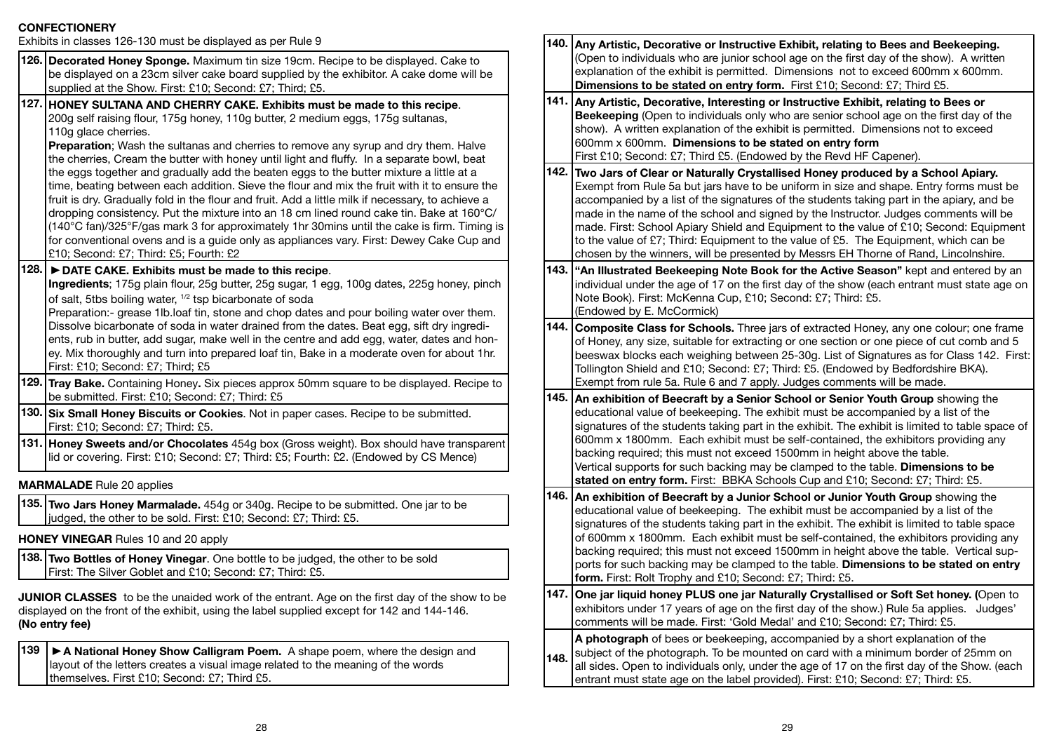## CONFECTIONERY

Exhibits in classes 126-130 must be displayed as per Rule 9

**126. Decorated Honey Sponge.** Maximum tin size 19cm. Recipe to be displayed. Cake to be displayed on a 23cm silver cake board supplied by the exhibitor. A cake dome will be supplied at the Show. First: £10; Second: £7; Third; £5.

**127. HONEY SULTANA AND CHERRY CAKE. Exhibits must be made to this recipe**. 200g self raising flour, 175g honey, 110g butter, 2 medium eggs, 175g sultanas, 110g glace cherries.
**Preparation**; Wash the sultanas and cherries to remove any syrup and dry them. Halve the cherries, Cream the butter with honey until light and fluffy. In a separate bowl, beat the eggs together and gradually add the beaten eggs to the butter mixture a little at a time, beating between each addition. Sieve the flour and mix the fruit with it to ensure the fruit is dry. Gradually fold in the flour and fruit. Add a little milk if necessary, to achieve a dropping consistency. Put the mixture into an 18 cm lined round cake tin. Bake at 160°C/ (140°C fan)/325°F/gas mark 3 for approximately 1hr 30mins until the cake is firm. Timing is for conventional ovens and is a guide only as appliances vary. First: Dewey Cake Cup and £10; Second: £7; Third: £5; Fourth: £2

**128. ► DATE CAKE. Exhibits must be made to this recipe**.
**Ingredients**; 175g plain flour, 25g butter, 25g sugar, 1 egg, 100g dates, 225g honey, pinch of salt, 5tbs boiling water, 1/2 tsp bicarbonate of soda
Preparation:- grease 1lb.loaf tin, stone and chop dates and pour boiling water over them. Dissolve bicarbonate of soda in water drained from the dates. Beat egg, sift dry ingredients, rub in butter, add sugar, make well in the centre and add egg, water, dates and honey. Mix thoroughly and turn into prepared loaf tin, Bake in a moderate oven for about 1hr. First: £10; Second: £7; Third; £5

**129. Tray Bake.** Containing Honey**.** Six pieces approx 50mm square to be displayed. Recipe to be submitted. First: £10; Second: £7; Third: £5

**130. Six Small Honey Biscuits or Cookies**. Not in paper cases. Recipe to be submitted. First: £10; Second: £7; Third: £5.

**131. Honey Sweets and/or Chocolates** 454g box (Gross weight). Box should have transparent lid or covering. First: £10; Second: £7; Third: £5; Fourth: £2. (Endowed by CS Mence)

## MARMALADE Rule 20 applies

**135. Two Jars Honey Marmalade.** 454g or 340g. Recipe to be submitted. One jar to be judged, the other to be sold. First: £10; Second: £7; Third: £5.

## HONEY VINEGAR Rules 10 and 20 apply

**138. Two Bottles of Honey Vinegar**. One bottle to be judged, the other to be sold First: The Silver Goblet and £10; Second: £7; Third: £5.

**JUNIOR CLASSES** to be the unaided work of the entrant. Age on the first day of the show to be displayed on the front of the exhibit, using the label supplied except for 142 and 144-146. **(No entry fee)**

**139 ► A National Honey Show Calligram Poem.** A shape poem, where the design and layout of the letters creates a visual image related to the meaning of the words themselves. First £10; Second: £7; Third £5.

**140. Any Artistic, Decorative or Instructive Exhibit, relating to Bees and Beekeeping.** (Open to individuals who are junior school age on the first day of the show). A written explanation of the exhibit is permitted. Dimensions not to exceed 600mm x 600mm. **Dimensions to be stated on entry form.** First £10; Second: £7; Third £5.

**141. Any Artistic, Decorative, Interesting or Instructive Exhibit, relating to Bees or Beekeeping** (Open to individuals only who are senior school age on the first day of the show). A written explanation of the exhibit is permitted. Dimensions not to exceed 600mm x 600mm. **Dimensions to be stated on entry form**
First £10; Second: £7; Third £5. (Endowed by the Revd HF Capener).

**142. Two Jars of Clear or Naturally Crystallised Honey produced by a School Apiary.** Exempt from Rule 5a but jars have to be uniform in size and shape. Entry forms must be accompanied by a list of the signatures of the students taking part in the apiary, and be made in the name of the school and signed by the Instructor. Judges comments will be made. First: School Apiary Shield and Equipment to the value of £10; Second: Equipment to the value of £7; Third: Equipment to the value of £5. The Equipment, which can be chosen by the winners, will be presented by Messrs EH Thorne of Rand, Lincolnshire.

**143. "An Illustrated Beekeeping Note Book for the Active Season"** kept and entered by an individual under the age of 17 on the first day of the show (each entrant must state age on Note Book). First: McKenna Cup, £10; Second: £7; Third: £5.
(Endowed by E. McCormick)

**144. Composite Class for Schools.** Three jars of extracted Honey, any one colour; one frame of Honey, any size, suitable for extracting or one section or one piece of cut comb and 5 beeswax blocks each weighing between 25-30g. List of Signatures as for Class 142. First: Tollington Shield and £10; Second: £7; Third: £5. (Endowed by Bedfordshire BKA). Exempt from rule 5a. Rule 6 and 7 apply. Judges comments will be made.

**145. An exhibition of Beecraft by a Senior School or Senior Youth Group** showing the educational value of beekeeping. The exhibit must be accompanied by a list of the signatures of the students taking part in the exhibit. The exhibit is limited to table space of 600mm x 1800mm. Each exhibit must be self-contained, the exhibitors providing any backing required; this must not exceed 1500mm in height above the table. Vertical supports for such backing may be clamped to the table. **Dimensions to be stated on entry form.** First: BBKA Schools Cup and £10; Second: £7; Third: £5.

**146. An exhibition of Beecraft by a Junior School or Junior Youth Group** showing the educational value of beekeeping. The exhibit must be accompanied by a list of the signatures of the students taking part in the exhibit. The exhibit is limited to table space of 600mm x 1800mm. Each exhibit must be self-contained, the exhibitors providing any backing required; this must not exceed 1500mm in height above the table. Vertical supports for such backing may be clamped to the table. **Dimensions to be stated on entry form.** First: Rolt Trophy and £10; Second: £7; Third: £5.

**147. One jar liquid honey PLUS one jar Naturally Crystallised or Soft Set honey. (**Open to exhibitors under 17 years of age on the first day of the show.) Rule 5a applies. Judges' comments will be made. First: 'Gold Medal' and £10; Second: £7; Third: £5.

**148. A photograph** of bees or beekeeping, accompanied by a short explanation of the subject of the photograph. To be mounted on card with a minimum border of 25mm on all sides. Open to individuals only, under the age of 17 on the first day of the Show. (each entrant must state age on the label provided). First: £10; Second: £7; Third: £5.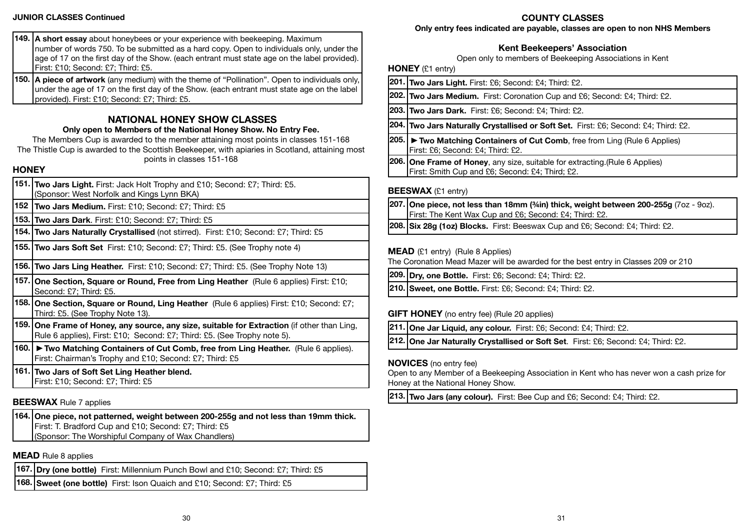**JUNIOR CLASSES Continued**

| | |
|---|---|
| **149.** | **A short essay** about honeybees or your experience with beekeeping. Maximum number of words 750. To be submitted as a hard copy. Open to individuals only, under the age of 17 on the first day of the Show. (each entrant must state age on the label provided). First: £10; Second: £7; Third: £5. |
| **150.** | **A piece of artwork** (any medium) with the theme of "Pollination". Open to individuals only, under the age of 17 on the first day of the Show. (each entrant must state age on the label provided). First: £10; Second: £7; Third: £5. |

## NATIONAL HONEY SHOW CLASSES

**Only open to Members of the National Honey Show. No Entry Fee.**

The Members Cup is awarded to the member attaining most points in classes 151-168

The Thistle Cup is awarded to the Scottish Beekeeper, with apiaries in Scotland, attaining most points in classes 151-168

### HONEY

| | |
|---|---|
| **151.** | **Two Jars Light.** First: Jack Holt Trophy and £10; Second: £7; Third: £5. (Sponsor: West Norfolk and Kings Lynn BKA) |
| **152** | **Two Jars Medium.** First: £10; Second: £7; Third: £5 |
| **153.** | **Two Jars Dark**. First: £10; Second: £7; Third: £5 |
| **154.** | **Two Jars Naturally Crystallised** (not stirred). First: £10; Second: £7; Third: £5 |
| **155.** | **Two Jars Soft Set** First: £10; Second: £7; Third: £5. (See Trophy note 4) |
| **156.** | **Two Jars Ling Heather.** First: £10; Second: £7; Third: £5. (See Trophy Note 13) |
| **157.** | **One Section, Square or Round, Free from Ling Heather** (Rule 6 applies) First: £10; Second: £7; Third: £5. |
| **158.** | **One Section, Square or Round, Ling Heather** (Rule 6 applies) First: £10; Second: £7; Third: £5. (See Trophy Note 13). |
| **159.** | **One Frame of Honey, any source, any size, suitable for Extraction** (if other than Ling, Rule 6 applies), First: £10; Second: £7; Third: £5. (See Trophy note 5). |
| **160.** | **► Two Matching Containers of Cut Comb, free from Ling Heather.** (Rule 6 applies). First: Chairman's Trophy and £10; Second: £7; Third: £5 |
| **161.** | **Two Jars of Soft Set Ling Heather blend.** First: £10; Second: £7; Third: £5 |

### BEESWAX Rule 7 applies

| | |
|---|---|
| **164.** | **One piece, not patterned, weight between 200-255g and not less than 19mm thick.** First: T. Bradford Cup and £10; Second: £7; Third: £5 (Sponsor: The Worshipful Company of Wax Chandlers) |

### MEAD Rule 8 applies

| | |
|---|---|
| **167.** | **Dry (one bottle)** First: Millennium Punch Bowl and £10; Second: £7; Third: £5 |
| **168.** | **Sweet (one bottle)** First: Ison Quaich and £10; Second: £7; Third: £5 |

## COUNTY CLASSES

**Only entry fees indicated are payable, classes are open to non NHS Members**

### Kent Beekeepers' Association

Open only to members of Beekeeping Associations in Kent

### HONEY (£1 entry)

| | |
|---|---|
| **201.** | **Two Jars Light.** First: £6; Second: £4; Third: £2. |
| **202.** | **Two Jars Medium.** First: Coronation Cup and £6; Second: £4; Third: £2. |
| **203.** | **Two Jars Dark.** First: £6; Second: £4; Third: £2. |
| **204.** | **Two Jars Naturally Crystallised or Soft Set.** First: £6; Second: £4; Third: £2. |
| **205.** | **► Two Matching Containers of Cut Comb**, free from Ling (Rule 6 Applies) First: £6; Second: £4; Third: £2. |
| **206.** | **One Frame of Honey**, any size, suitable for extracting.(Rule 6 Applies) First: Smith Cup and £6; Second: £4; Third; £2. |

### BEESWAX (£1 entry)

| | |
|---|---|
| **207.** | **One piece, not less than 18mm (¾in) thick, weight between 200-255g** (7oz - 9oz). First: The Kent Wax Cup and £6; Second: £4; Third: £2. |
| **208.** | **Six 28g (1oz) Blocks.** First: Beeswax Cup and £6; Second: £4; Third: £2. |

### MEAD (£1 entry) (Rule 8 Applies)

The Coronation Mead Mazer will be awarded for the best entry in Classes 209 or 210

| | |
|---|---|
| **209.** | **Dry, one Bottle.** First: £6; Second: £4; Third: £2. |
| **210.** | **Sweet, one Bottle.** First: £6; Second: £4; Third: £2. |

### GIFT HONEY (no entry fee) (Rule 20 applies)

| | |
|---|---|
| **211.** | **One Jar Liquid, any colour.** First: £6; Second: £4; Third: £2. |
| **212.** | **One Jar Naturally Crystallised or Soft Set**. First: £6; Second: £4; Third: £2. |

### NOVICES (no entry fee)

Open to any Member of a Beekeeping Association in Kent who has never won a cash prize for Honey at the National Honey Show.

| | |
|---|---|
| **213.** | **Two Jars (any colour).** First: Bee Cup and £6; Second: £4; Third: £2. |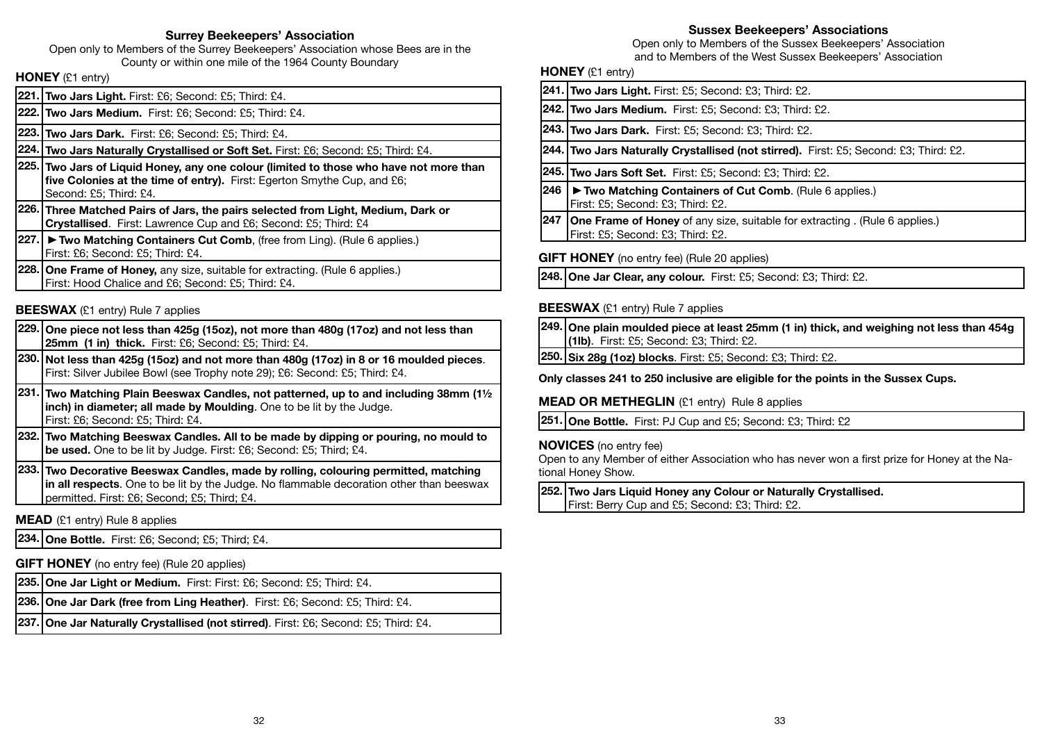## Surrey Beekeepers' Association

Open only to Members of the Surrey Beekeepers' Association whose Bees are in the County or within one mile of the 1964 County Boundary

### HONEY (£1 entry)

| | |
|---|---|
| **221.** | **Two Jars Light.** First: £6; Second: £5; Third: £4. |
| **222.** | **Two Jars Medium.** First: £6; Second: £5; Third: £4. |
| **223.** | **Two Jars Dark.** First: £6; Second: £5; Third: £4. |
| **224.** | **Two Jars Naturally Crystallised or Soft Set.** First: £6; Second: £5; Third: £4. |
| **225.** | **Two Jars of Liquid Honey, any one colour (limited to those who have not more than five Colonies at the time of entry).** First: Egerton Smythe Cup, and £6; Second: £5; Third: £4. |
| **226.** | **Three Matched Pairs of Jars, the pairs selected from Light, Medium, Dark or Crystallised**. First: Lawrence Cup and £6; Second: £5; Third: £4 |
| **227.** | ► **Two Matching Containers Cut Comb**, (free from Ling). (Rule 6 applies.) First: £6; Second: £5; Third: £4. |
| **228.** | **One Frame of Honey,** any size, suitable for extracting. (Rule 6 applies.) First: Hood Chalice and £6; Second: £5; Third: £4. |

### BEESWAX (£1 entry) Rule 7 applies

| | |
|---|---|
| **229.** | **One piece not less than 425g (15oz), not more than 480g (17oz) and not less than 25mm (1 in) thick.** First: £6; Second: £5; Third: £4. |
| **230.** | **Not less than 425g (15oz) and not more than 480g (17oz) in 8 or 16 moulded pieces**. First: Silver Jubilee Bowl (see Trophy note 29); £6: Second: £5; Third: £4. |
| **231.** | **Two Matching Plain Beeswax Candles, not patterned, up to and including 38mm (1½ inch) in diameter; all made by Moulding**. One to be lit by the Judge. First: £6; Second: £5; Third: £4. |
| **232.** | **Two Matching Beeswax Candles. All to be made by dipping or pouring, no mould to be used.** One to be lit by Judge. First: £6; Second: £5; Third; £4. |
| **233.** | **Two Decorative Beeswax Candles, made by rolling, colouring permitted, matching in all respects**. One to be lit by the Judge. No flammable decoration other than beeswax permitted. First: £6; Second; £5; Third; £4. |

### MEAD (£1 entry) Rule 8 applies

| | |
|---|---|
| **234.** | **One Bottle.** First: £6; Second; £5; Third; £4. |

### GIFT HONEY (no entry fee) (Rule 20 applies)

| | |
|---|---|
| **235.** | **One Jar Light or Medium.** First: First: £6; Second: £5; Third: £4. |
| **236.** | **One Jar Dark (free from Ling Heather)**. First: £6; Second: £5; Third: £4. |
| **237.** | **One Jar Naturally Crystallised (not stirred)**. First: £6; Second: £5; Third: £4. |

## Sussex Beekeepers' Associations

Open only to Members of the Sussex Beekeepers' Association and to Members of the West Sussex Beekeepers' Association

### HONEY (£1 entry)

| | |
|---|---|
| **241.** | **Two Jars Light.** First: £5; Second: £3; Third: £2. |
| **242.** | **Two Jars Medium.** First: £5; Second: £3; Third: £2. |
| **243.** | **Two Jars Dark.** First: £5; Second: £3; Third: £2. |
| **244.** | **Two Jars Naturally Crystallised (not stirred).** First: £5; Second: £3; Third: £2. |
| **245.** | **Two Jars Soft Set.** First: £5; Second: £3; Third: £2. |
| **246** | ► **Two Matching Containers of Cut Comb**. (Rule 6 applies.) First: £5; Second: £3; Third: £2. |
| **247** | **One Frame of Honey** of any size, suitable for extracting . (Rule 6 applies.) First: £5; Second: £3; Third: £2. |

### GIFT HONEY (no entry fee) (Rule 20 applies)

| | |
|---|---|
| **248.** | **One Jar Clear, any colour.** First: £5; Second: £3; Third: £2. |

### BEESWAX (£1 entry) Rule 7 applies

| | |
|---|---|
| **249.** | **One plain moulded piece at least 25mm (1 in) thick, and weighing not less than 454g (1lb)**. First: £5; Second: £3; Third: £2. |
| **250.** | **Six 28g (1oz) blocks**. First: £5; Second: £3; Third: £2. |

**Only classes 241 to 250 inclusive are eligible for the points in the Sussex Cups.**

### MEAD OR METHEGLIN (£1 entry) Rule 8 applies

| | |
|---|---|
| **251.** | **One Bottle.** First: PJ Cup and £5; Second: £3; Third: £2 |

### NOVICES (no entry fee)

Open to any Member of either Association who has never won a first prize for Honey at the National Honey Show.

| | |
|---|---|
| **252.** | **Two Jars Liquid Honey any Colour or Naturally Crystallised.** First: Berry Cup and £5; Second: £3; Third: £2. |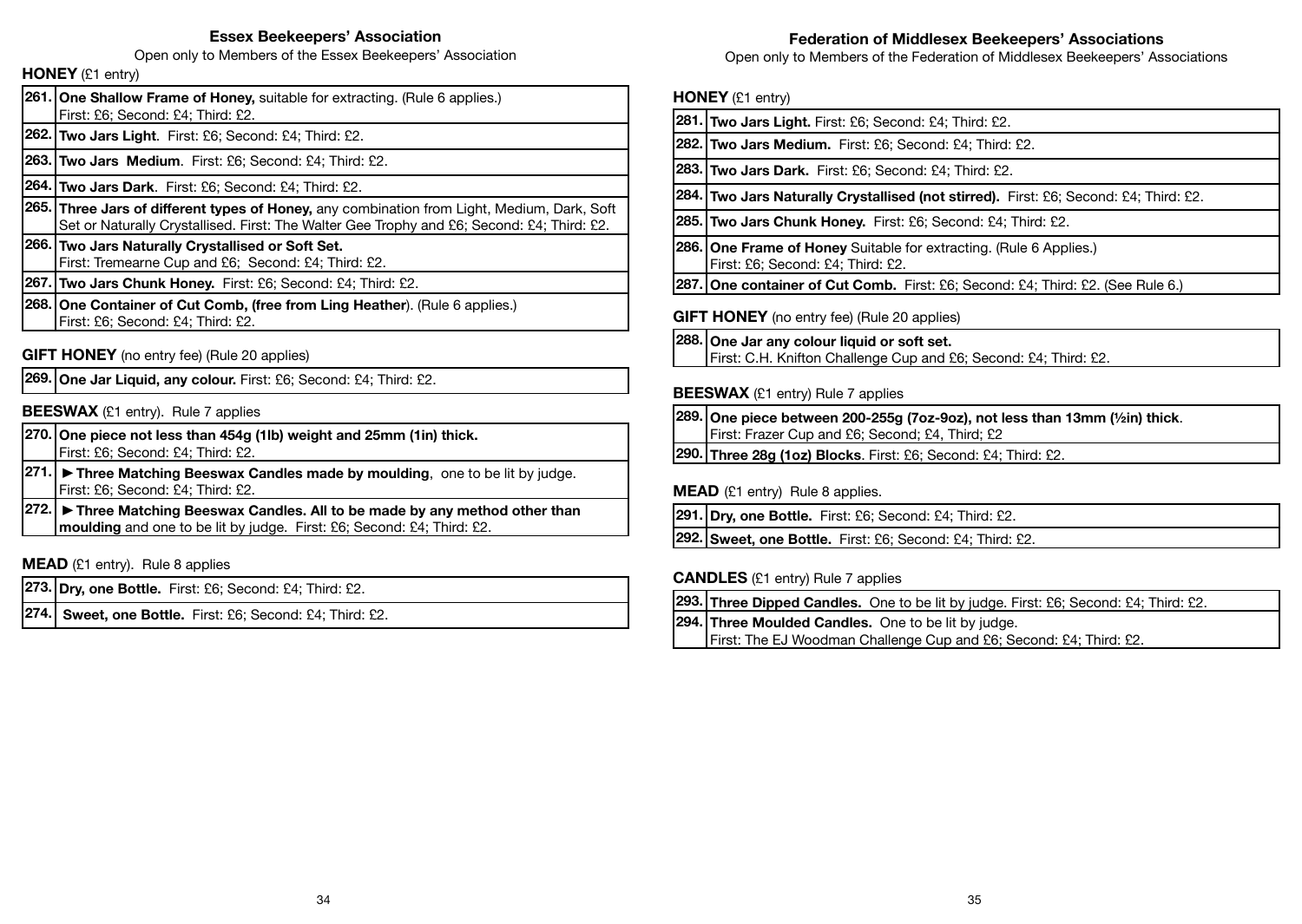## Essex Beekeepers' Association

Open only to Members of the Essex Beekeepers' Association

### HONEY (£1 entry)

| | |
|---|---|
| **261.** | **One Shallow Frame of Honey,** suitable for extracting. (Rule 6 applies.) First: £6; Second: £4; Third: £2. |
| **262.** | **Two Jars Light**. First: £6; Second: £4; Third: £2. |
| **263.** | **Two Jars Medium**. First: £6; Second: £4; Third: £2. |
| **264.** | **Two Jars Dark**. First: £6; Second: £4; Third: £2. |
| **265.** | **Three Jars of different types of Honey,** any combination from Light, Medium, Dark, Soft Set or Naturally Crystallised. First: The Walter Gee Trophy and £6; Second: £4; Third: £2. |
| **266.** | **Two Jars Naturally Crystallised or Soft Set.** First: Tremearne Cup and £6; Second: £4; Third: £2. |
| **267.** | **Two Jars Chunk Honey.** First: £6; Second: £4; Third: £2. |
| **268.** | **One Container of Cut Comb, (free from Ling Heather**). (Rule 6 applies.) First: £6; Second: £4; Third: £2. |

### GIFT HONEY (no entry fee) (Rule 20 applies)

| | |
|---|---|
| **269.** | **One Jar Liquid, any colour.** First: £6; Second: £4; Third: £2. |

### BEESWAX (£1 entry). Rule 7 applies

| | |
|---|---|
| **270.** | **One piece not less than 454g (1lb) weight and 25mm (1in) thick.** First: £6; Second: £4; Third: £2. |
| **271.** | ► **Three Matching Beeswax Candles made by moulding**, one to be lit by judge. First: £6; Second: £4; Third: £2. |
| **272.** | ► **Three Matching Beeswax Candles. All to be made by any method other than moulding** and one to be lit by judge. First: £6; Second: £4; Third: £2. |

### MEAD (£1 entry). Rule 8 applies

| | |
|---|---|
| **273.** | **Dry, one Bottle.** First: £6; Second: £4; Third: £2. |
| **274.** | **Sweet, one Bottle.** First: £6; Second: £4; Third: £2. |

## Federation of Middlesex Beekeepers' Associations

Open only to Members of the Federation of Middlesex Beekeepers' Associations

### HONEY (£1 entry)

| | |
|---|---|
| **281.** | **Two Jars Light.** First: £6; Second: £4; Third: £2. |
| **282.** | **Two Jars Medium.** First: £6; Second: £4; Third: £2. |
| **283.** | **Two Jars Dark.** First: £6; Second: £4; Third: £2. |
| **284.** | **Two Jars Naturally Crystallised (not stirred).** First: £6; Second: £4; Third: £2. |
| **285.** | **Two Jars Chunk Honey.** First: £6; Second: £4; Third: £2. |
| **286.** | **One Frame of Honey** Suitable for extracting. (Rule 6 Applies.) First: £6; Second: £4; Third: £2. |
| **287.** | **One container of Cut Comb.** First: £6; Second: £4; Third: £2. (See Rule 6.) |

### GIFT HONEY (no entry fee) (Rule 20 applies)

| | |
|---|---|
| **288.** | **One Jar any colour liquid or soft set.** First: C.H. Knifton Challenge Cup and £6; Second: £4; Third: £2. |

### BEESWAX (£1 entry) Rule 7 applies

| | |
|---|---|
| **289.** | **One piece between 200-255g (7oz-9oz), not less than 13mm (½in) thick**. First: Frazer Cup and £6; Second; £4, Third; £2 |
| **290.** | **Three 28g (1oz) Blocks**. First: £6; Second: £4; Third: £2. |

### MEAD (£1 entry) Rule 8 applies.

| | |
|---|---|
| **291.** | **Dry, one Bottle.** First: £6; Second: £4; Third: £2. |
| **292.** | **Sweet, one Bottle.** First: £6; Second: £4; Third: £2. |

### CANDLES (£1 entry) Rule 7 applies

| | |
|---|---|
| **293.** | **Three Dipped Candles.** One to be lit by judge. First: £6; Second: £4; Third: £2. |
| **294.** | **Three Moulded Candles.** One to be lit by judge. First: The EJ Woodman Challenge Cup and £6; Second: £4; Third: £2. |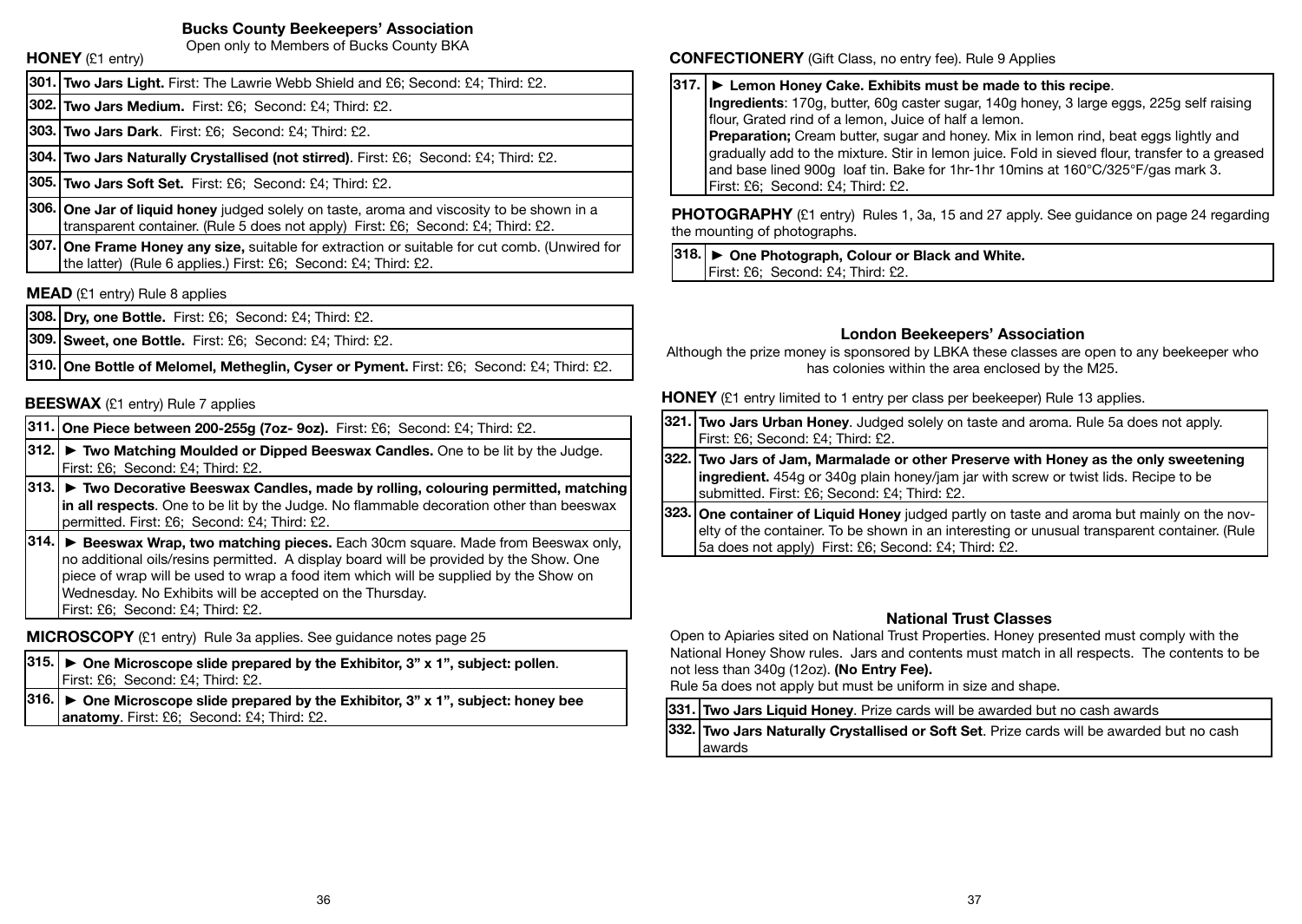## Bucks County Beekeepers' Association

Open only to Members of Bucks County BKA

**HONEY** (£1 entry)

| | |
|---|---|
| **301.** | **Two Jars Light.** First: The Lawrie Webb Shield and £6; Second: £4; Third: £2. |
| **302.** | **Two Jars Medium.** First: £6; Second: £4; Third: £2. |
| **303.** | **Two Jars Dark**. First: £6; Second: £4; Third: £2. |
| **304.** | **Two Jars Naturally Crystallised (not stirred)**. First: £6; Second: £4; Third: £2. |
| **305.** | **Two Jars Soft Set.** First: £6; Second: £4; Third: £2. |
| **306.** | **One Jar of liquid honey** judged solely on taste, aroma and viscosity to be shown in a transparent container. (Rule 5 does not apply) First: £6; Second: £4; Third: £2. |
| **307.** | **One Frame Honey any size,** suitable for extraction or suitable for cut comb. (Unwired for the latter) (Rule 6 applies.) First: £6; Second: £4; Third: £2. |

**MEAD** (£1 entry) Rule 8 applies

| | |
|---|---|
| **308.** | **Dry, one Bottle.** First: £6; Second: £4; Third: £2. |
| **309.** | **Sweet, one Bottle.** First: £6; Second: £4; Third: £2. |
| **310.** | **One Bottle of Melomel, Metheglin, Cyser or Pyment.** First: £6; Second: £4; Third: £2. |

**BEESWAX** (£1 entry) Rule 7 applies

| | |
|---|---|
| **311.** | **One Piece between 200-255g (7oz- 9oz).** First: £6; Second: £4; Third: £2. |
| **312.** | ► **Two Matching Moulded or Dipped Beeswax Candles.** One to be lit by the Judge. First: £6; Second: £4; Third: £2. |
| **313.** | ► **Two Decorative Beeswax Candles, made by rolling, colouring permitted, matching in all respects**. One to be lit by the Judge. No flammable decoration other than beeswax permitted. First: £6; Second: £4; Third: £2. |
| **314.** | ► **Beeswax Wrap, two matching pieces.** Each 30cm square. Made from Beeswax only, no additional oils/resins permitted. A display board will be provided by the Show. One piece of wrap will be used to wrap a food item which will be supplied by the Show on Wednesday. No Exhibits will be accepted on the Thursday. First: £6; Second: £4; Third: £2. |

**MICROSCOPY** (£1 entry) Rule 3a applies. See guidance notes page 25

| | |
|---|---|
| **315.** | ► **One Microscope slide prepared by the Exhibitor, 3" x 1", subject: pollen**. First: £6; Second: £4; Third: £2. |
| **316.** | ► **One Microscope slide prepared by the Exhibitor, 3" x 1", subject: honey bee anatomy**. First: £6; Second: £4; Third: £2. |

**CONFECTIONERY** (Gift Class, no entry fee). Rule 9 Applies

| | |
|---|---|
| **317.** | ► **Lemon Honey Cake. Exhibits must be made to this recipe**. **Ingredients**: 170g, butter, 60g caster sugar, 140g honey, 3 large eggs, 225g self raising flour, Grated rind of a lemon, Juice of half a lemon. **Preparation;** Cream butter, sugar and honey. Mix in lemon rind, beat eggs lightly and gradually add to the mixture. Stir in lemon juice. Fold in sieved flour, transfer to a greased and base lined 900g loaf tin. Bake for 1hr-1hr 10mins at 160°C/325°F/gas mark 3. First: £6; Second: £4; Third: £2. |

**PHOTOGRAPHY** (£1 entry) Rules 1, 3a, 15 and 27 apply. See guidance on page 24 regarding the mounting of photographs.

| | |
|---|---|
| **318.** | ► **One Photograph, Colour or Black and White.** First: £6; Second: £4; Third: £2. |

## London Beekeepers' Association

Although the prize money is sponsored by LBKA these classes are open to any beekeeper who has colonies within the area enclosed by the M25.

**HONEY** (£1 entry limited to 1 entry per class per beekeeper) Rule 13 applies.

| | |
|---|---|
| **321.** | **Two Jars Urban Honey**. Judged solely on taste and aroma. Rule 5a does not apply. First: £6; Second: £4; Third: £2. |
| **322.** | **Two Jars of Jam, Marmalade or other Preserve with Honey as the only sweetening ingredient.** 454g or 340g plain honey/jam jar with screw or twist lids. Recipe to be submitted. First: £6; Second: £4; Third: £2. |
| **323.** | **One container of Liquid Honey** judged partly on taste and aroma but mainly on the novelty of the container. To be shown in an interesting or unusual transparent container. (Rule 5a does not apply) First: £6; Second: £4; Third: £2. |

## National Trust Classes

Open to Apiaries sited on National Trust Properties. Honey presented must comply with the National Honey Show rules. Jars and contents must match in all respects. The contents to be not less than 340g (12oz). **(No Entry Fee).**

Rule 5a does not apply but must be uniform in size and shape.

| | |
|---|---|
| **331.** | **Two Jars Liquid Honey**. Prize cards will be awarded but no cash awards |
| **332.** | **Two Jars Naturally Crystallised or Soft Set**. Prize cards will be awarded but no cash awards |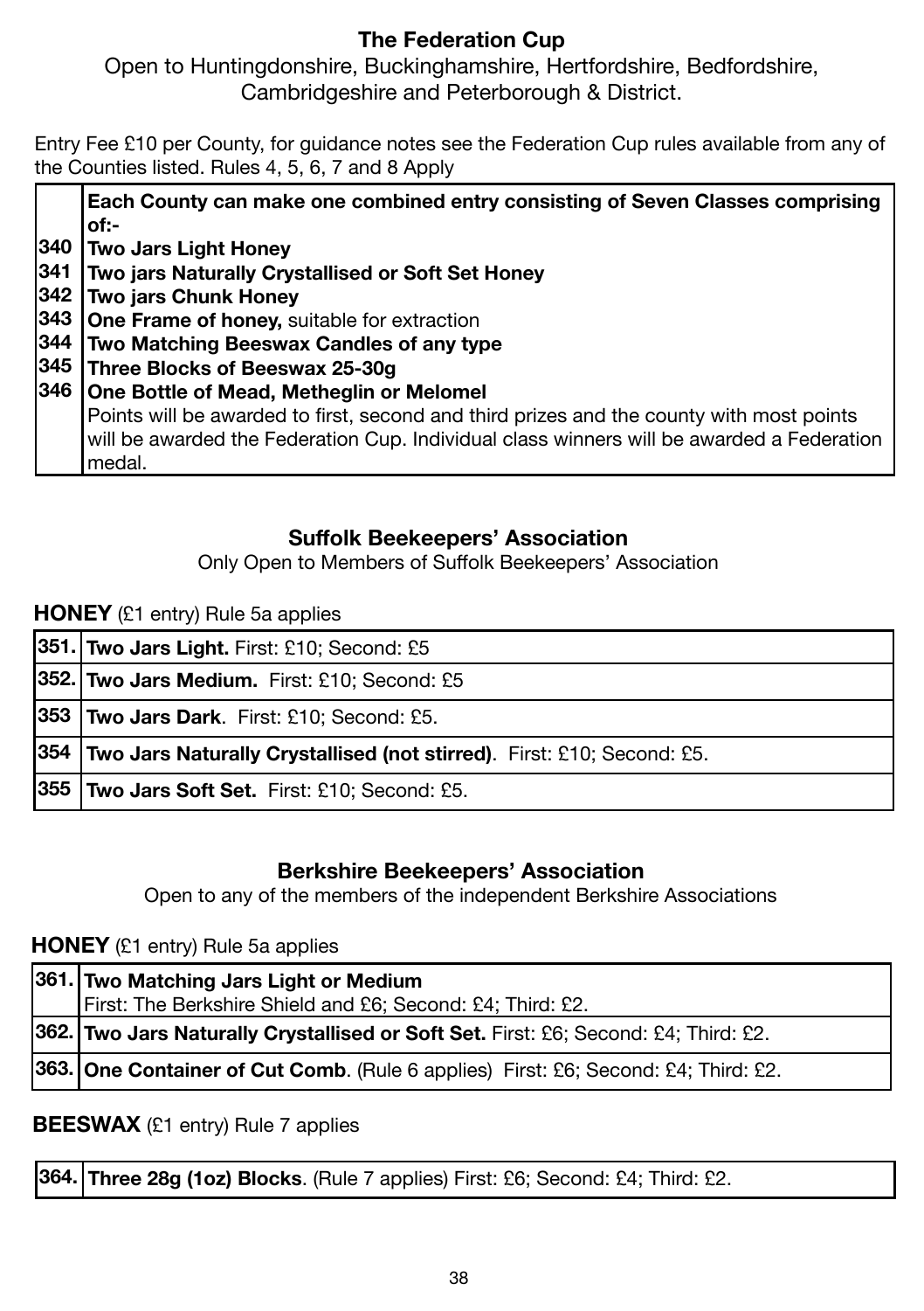## The Federation Cup

Open to Huntingdonshire, Buckinghamshire, Hertfordshire, Bedfordshire, Cambridgeshire and Peterborough & District.

Entry Fee £10 per County, for guidance notes see the Federation Cup rules available from any of the Counties listed. Rules 4, 5, 6, 7 and 8 Apply

| | |
|---|---|
| | **Each County can make one combined entry consisting of Seven Classes comprising of:-** |
| **340** | **Two Jars Light Honey** |
| **341** | **Two jars Naturally Crystallised or Soft Set Honey** |
| **342** | **Two jars Chunk Honey** |
| **343** | **One Frame of honey,** suitable for extraction |
| **344** | **Two Matching Beeswax Candles of any type** |
| **345** | **Three Blocks of Beeswax 25-30g** |
| **346** | **One Bottle of Mead, Metheglin or Melomel** |
| | Points will be awarded to first, second and third prizes and the county with most points will be awarded the Federation Cup. Individual class winners will be awarded a Federation medal. |

## Suffolk Beekeepers' Association

Only Open to Members of Suffolk Beekeepers' Association

**HONEY** (£1 entry) Rule 5a applies

| | |
|---|---|
| **351.** | **Two Jars Light.** First: £10; Second: £5 |
| **352.** | **Two Jars Medium.** First: £10; Second: £5 |
| **353** | **Two Jars Dark**. First: £10; Second: £5. |
| **354** | **Two Jars Naturally Crystallised (not stirred)**. First: £10; Second: £5. |
| **355** | **Two Jars Soft Set.** First: £10; Second: £5. |

## Berkshire Beekeepers' Association

Open to any of the members of the independent Berkshire Associations

**HONEY** (£1 entry) Rule 5a applies

| | |
|---|---|
| **361.** | **Two Matching Jars Light or Medium** First: The Berkshire Shield and £6; Second: £4; Third: £2. |
| **362.** | **Two Jars Naturally Crystallised or Soft Set.** First: £6; Second: £4; Third: £2. |
| **363.** | **One Container of Cut Comb**. (Rule 6 applies) First: £6; Second: £4; Third: £2. |

**BEESWAX** (£1 entry) Rule 7 applies

| | |
|---|---|
| **364.** | **Three 28g (1oz) Blocks**. (Rule 7 applies) First: £6; Second: £4; Third: £2. |